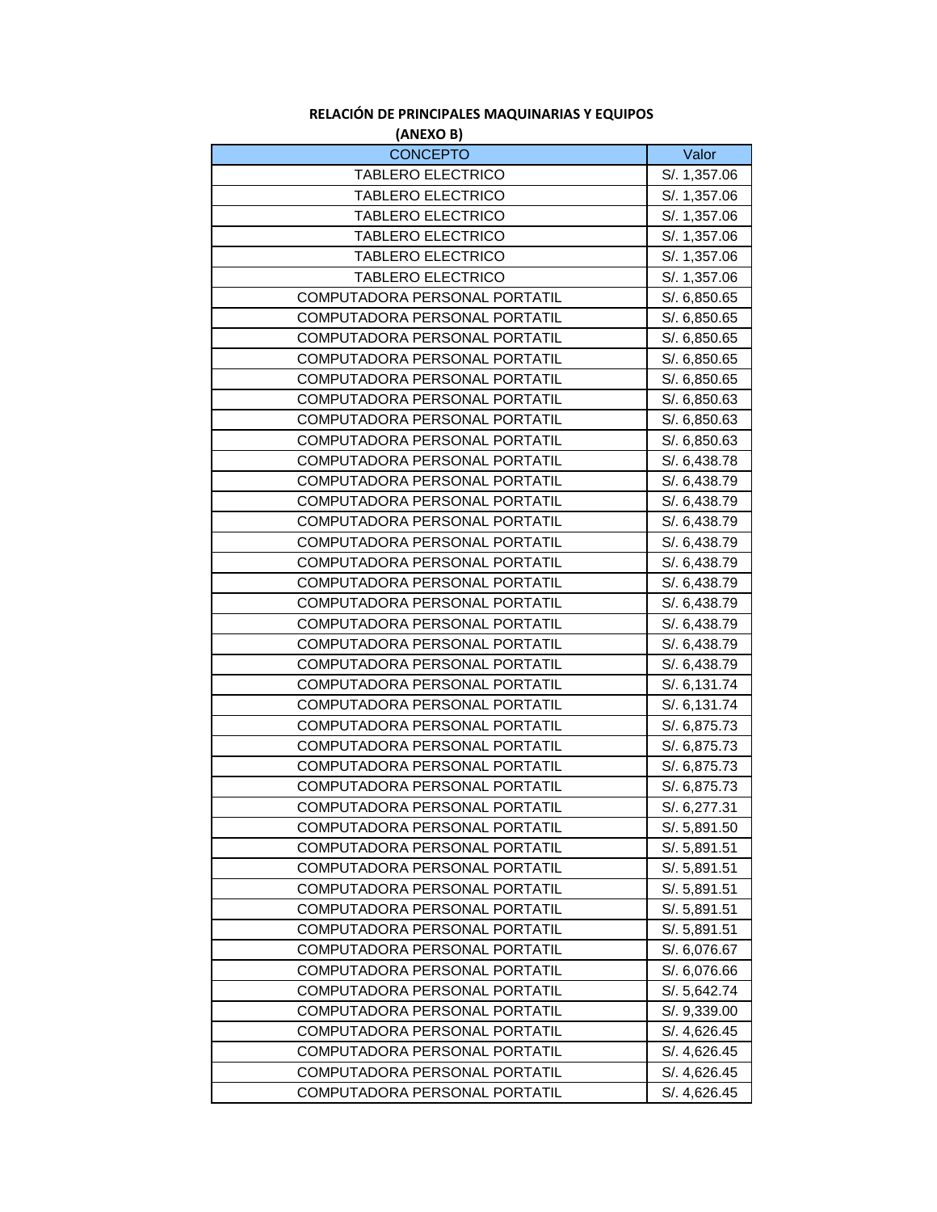**RELACIÓN DE PRINCIPALES MAQUINARIAS Y EQUIPOS**

**(ANEXO B)**

| CONCEPTO | Valor |
|---|---|
| TABLERO ELECTRICO | S/. 1,357.06 |
| TABLERO ELECTRICO | S/. 1,357.06 |
| TABLERO ELECTRICO | S/. 1,357.06 |
| TABLERO ELECTRICO | S/. 1,357.06 |
| TABLERO ELECTRICO | S/. 1,357.06 |
| TABLERO ELECTRICO | S/. 1,357.06 |
| COMPUTADORA PERSONAL PORTATIL | S/. 6,850.65 |
| COMPUTADORA PERSONAL PORTATIL | S/. 6,850.65 |
| COMPUTADORA PERSONAL PORTATIL | S/. 6,850.65 |
| COMPUTADORA PERSONAL PORTATIL | S/. 6,850.65 |
| COMPUTADORA PERSONAL PORTATIL | S/. 6,850.65 |
| COMPUTADORA PERSONAL PORTATIL | S/. 6,850.63 |
| COMPUTADORA PERSONAL PORTATIL | S/. 6,850.63 |
| COMPUTADORA PERSONAL PORTATIL | S/. 6,850.63 |
| COMPUTADORA PERSONAL PORTATIL | S/. 6,438.78 |
| COMPUTADORA PERSONAL PORTATIL | S/. 6,438.79 |
| COMPUTADORA PERSONAL PORTATIL | S/. 6,438.79 |
| COMPUTADORA PERSONAL PORTATIL | S/. 6,438.79 |
| COMPUTADORA PERSONAL PORTATIL | S/. 6,438.79 |
| COMPUTADORA PERSONAL PORTATIL | S/. 6,438.79 |
| COMPUTADORA PERSONAL PORTATIL | S/. 6,438.79 |
| COMPUTADORA PERSONAL PORTATIL | S/. 6,438.79 |
| COMPUTADORA PERSONAL PORTATIL | S/. 6,438.79 |
| COMPUTADORA PERSONAL PORTATIL | S/. 6,438.79 |
| COMPUTADORA PERSONAL PORTATIL | S/. 6,438.79 |
| COMPUTADORA PERSONAL PORTATIL | S/. 6,131.74 |
| COMPUTADORA PERSONAL PORTATIL | S/. 6,131.74 |
| COMPUTADORA PERSONAL PORTATIL | S/. 6,875.73 |
| COMPUTADORA PERSONAL PORTATIL | S/. 6,875.73 |
| COMPUTADORA PERSONAL PORTATIL | S/. 6,875.73 |
| COMPUTADORA PERSONAL PORTATIL | S/. 6,875.73 |
| COMPUTADORA PERSONAL PORTATIL | S/. 6,277.31 |
| COMPUTADORA PERSONAL PORTATIL | S/. 5,891.50 |
| COMPUTADORA PERSONAL PORTATIL | S/. 5,891.51 |
| COMPUTADORA PERSONAL PORTATIL | S/. 5,891.51 |
| COMPUTADORA PERSONAL PORTATIL | S/. 5,891.51 |
| COMPUTADORA PERSONAL PORTATIL | S/. 5,891.51 |
| COMPUTADORA PERSONAL PORTATIL | S/. 5,891.51 |
| COMPUTADORA PERSONAL PORTATIL | S/. 6,076.67 |
| COMPUTADORA PERSONAL PORTATIL | S/. 6,076.66 |
| COMPUTADORA PERSONAL PORTATIL | S/. 5,642.74 |
| COMPUTADORA PERSONAL PORTATIL | S/. 9,339.00 |
| COMPUTADORA PERSONAL PORTATIL | S/. 4,626.45 |
| COMPUTADORA PERSONAL PORTATIL | S/. 4,626.45 |
| COMPUTADORA PERSONAL PORTATIL | S/. 4,626.45 |
| COMPUTADORA PERSONAL PORTATIL | S/. 4,626.45 |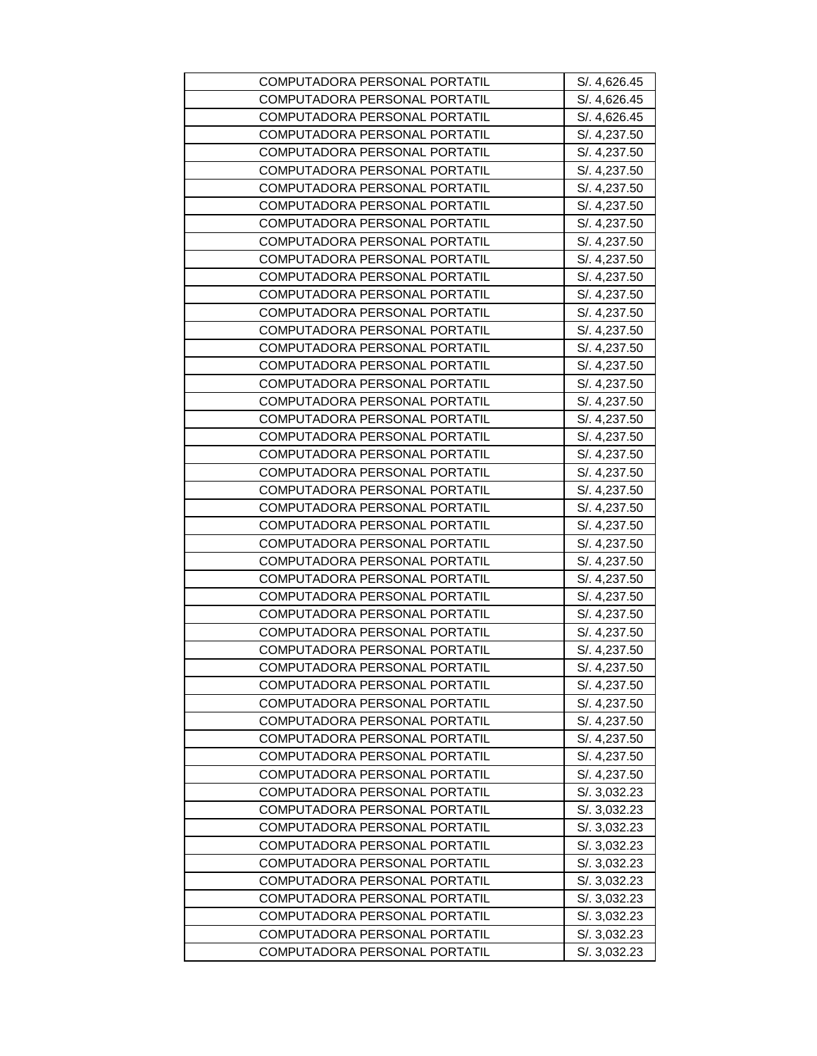| COMPUTADORA PERSONAL PORTATIL | S/. 4,626.45 |
| --- | --- |
| COMPUTADORA PERSONAL PORTATIL | S/. 4,626.45 |
| COMPUTADORA PERSONAL PORTATIL | S/. 4,626.45 |
| COMPUTADORA PERSONAL PORTATIL | S/. 4,237.50 |
| COMPUTADORA PERSONAL PORTATIL | S/. 4,237.50 |
| COMPUTADORA PERSONAL PORTATIL | S/. 4,237.50 |
| COMPUTADORA PERSONAL PORTATIL | S/. 4,237.50 |
| COMPUTADORA PERSONAL PORTATIL | S/. 4,237.50 |
| COMPUTADORA PERSONAL PORTATIL | S/. 4,237.50 |
| COMPUTADORA PERSONAL PORTATIL | S/. 4,237.50 |
| COMPUTADORA PERSONAL PORTATIL | S/. 4,237.50 |
| COMPUTADORA PERSONAL PORTATIL | S/. 4,237.50 |
| COMPUTADORA PERSONAL PORTATIL | S/. 4,237.50 |
| COMPUTADORA PERSONAL PORTATIL | S/. 4,237.50 |
| COMPUTADORA PERSONAL PORTATIL | S/. 4,237.50 |
| COMPUTADORA PERSONAL PORTATIL | S/. 4,237.50 |
| COMPUTADORA PERSONAL PORTATIL | S/. 4,237.50 |
| COMPUTADORA PERSONAL PORTATIL | S/. 4,237.50 |
| COMPUTADORA PERSONAL PORTATIL | S/. 4,237.50 |
| COMPUTADORA PERSONAL PORTATIL | S/. 4,237.50 |
| COMPUTADORA PERSONAL PORTATIL | S/. 4,237.50 |
| COMPUTADORA PERSONAL PORTATIL | S/. 4,237.50 |
| COMPUTADORA PERSONAL PORTATIL | S/. 4,237.50 |
| COMPUTADORA PERSONAL PORTATIL | S/. 4,237.50 |
| COMPUTADORA PERSONAL PORTATIL | S/. 4,237.50 |
| COMPUTADORA PERSONAL PORTATIL | S/. 4,237.50 |
| COMPUTADORA PERSONAL PORTATIL | S/. 4,237.50 |
| COMPUTADORA PERSONAL PORTATIL | S/. 4,237.50 |
| COMPUTADORA PERSONAL PORTATIL | S/. 4,237.50 |
| COMPUTADORA PERSONAL PORTATIL | S/. 4,237.50 |
| COMPUTADORA PERSONAL PORTATIL | S/. 4,237.50 |
| COMPUTADORA PERSONAL PORTATIL | S/. 4,237.50 |
| COMPUTADORA PERSONAL PORTATIL | S/. 4,237.50 |
| COMPUTADORA PERSONAL PORTATIL | S/. 4,237.50 |
| COMPUTADORA PERSONAL PORTATIL | S/. 4,237.50 |
| COMPUTADORA PERSONAL PORTATIL | S/. 4,237.50 |
| COMPUTADORA PERSONAL PORTATIL | S/. 4,237.50 |
| COMPUTADORA PERSONAL PORTATIL | S/. 4,237.50 |
| COMPUTADORA PERSONAL PORTATIL | S/. 4,237.50 |
| COMPUTADORA PERSONAL PORTATIL | S/. 4,237.50 |
| COMPUTADORA PERSONAL PORTATIL | S/. 3,032.23 |
| COMPUTADORA PERSONAL PORTATIL | S/. 3,032.23 |
| COMPUTADORA PERSONAL PORTATIL | S/. 3,032.23 |
| COMPUTADORA PERSONAL PORTATIL | S/. 3,032.23 |
| COMPUTADORA PERSONAL PORTATIL | S/. 3,032.23 |
| COMPUTADORA PERSONAL PORTATIL | S/. 3,032.23 |
| COMPUTADORA PERSONAL PORTATIL | S/. 3,032.23 |
| COMPUTADORA PERSONAL PORTATIL | S/. 3,032.23 |
| COMPUTADORA PERSONAL PORTATIL | S/. 3,032.23 |
| COMPUTADORA PERSONAL PORTATIL | S/. 3,032.23 |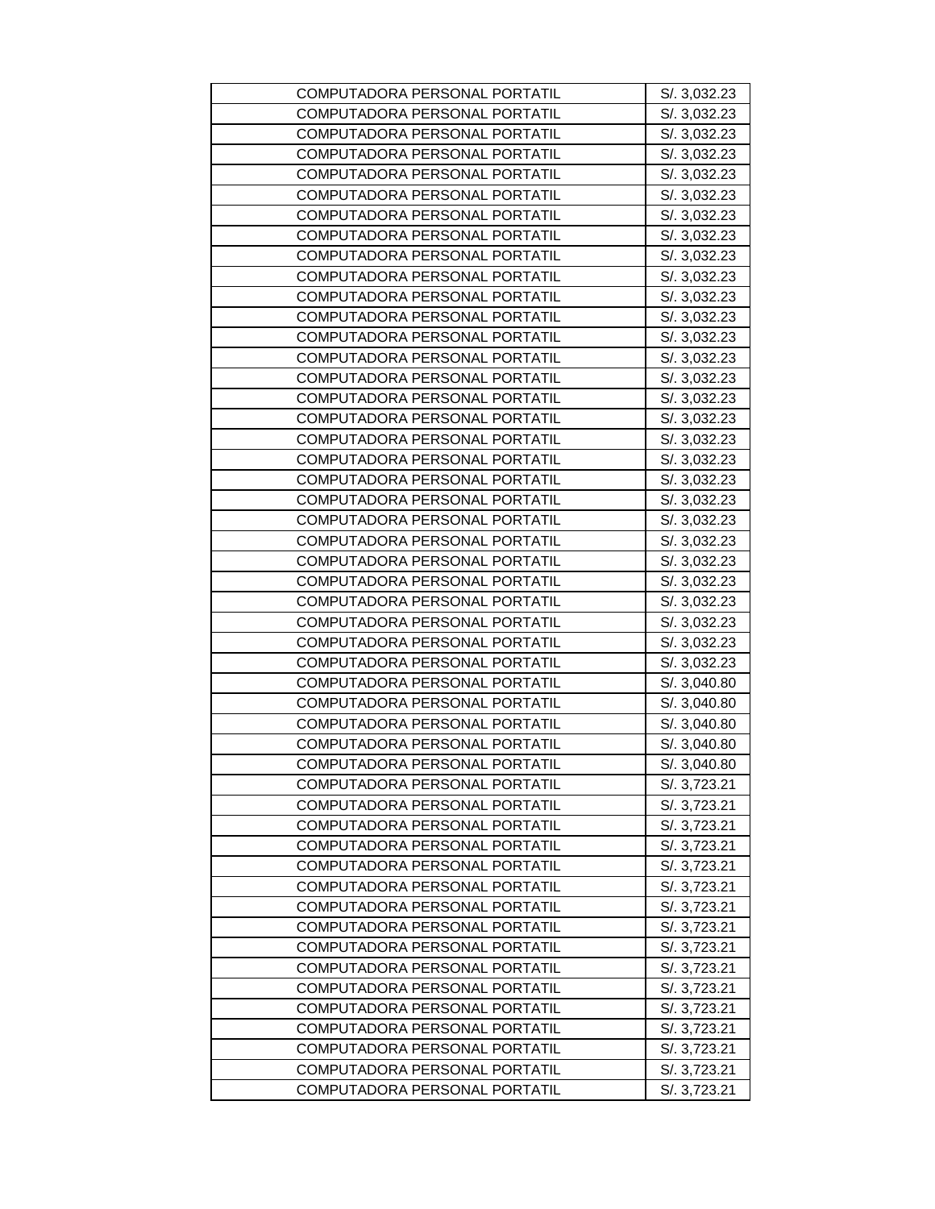| COMPUTADORA PERSONAL PORTATIL | S/. 3,032.23 |
| --- | --- |
| COMPUTADORA PERSONAL PORTATIL | S/. 3,032.23 |
| COMPUTADORA PERSONAL PORTATIL | S/. 3,032.23 |
| COMPUTADORA PERSONAL PORTATIL | S/. 3,032.23 |
| COMPUTADORA PERSONAL PORTATIL | S/. 3,032.23 |
| COMPUTADORA PERSONAL PORTATIL | S/. 3,032.23 |
| COMPUTADORA PERSONAL PORTATIL | S/. 3,032.23 |
| COMPUTADORA PERSONAL PORTATIL | S/. 3,032.23 |
| COMPUTADORA PERSONAL PORTATIL | S/. 3,032.23 |
| COMPUTADORA PERSONAL PORTATIL | S/. 3,032.23 |
| COMPUTADORA PERSONAL PORTATIL | S/. 3,032.23 |
| COMPUTADORA PERSONAL PORTATIL | S/. 3,032.23 |
| COMPUTADORA PERSONAL PORTATIL | S/. 3,032.23 |
| COMPUTADORA PERSONAL PORTATIL | S/. 3,032.23 |
| COMPUTADORA PERSONAL PORTATIL | S/. 3,032.23 |
| COMPUTADORA PERSONAL PORTATIL | S/. 3,032.23 |
| COMPUTADORA PERSONAL PORTATIL | S/. 3,032.23 |
| COMPUTADORA PERSONAL PORTATIL | S/. 3,032.23 |
| COMPUTADORA PERSONAL PORTATIL | S/. 3,032.23 |
| COMPUTADORA PERSONAL PORTATIL | S/. 3,032.23 |
| COMPUTADORA PERSONAL PORTATIL | S/. 3,032.23 |
| COMPUTADORA PERSONAL PORTATIL | S/. 3,032.23 |
| COMPUTADORA PERSONAL PORTATIL | S/. 3,032.23 |
| COMPUTADORA PERSONAL PORTATIL | S/. 3,032.23 |
| COMPUTADORA PERSONAL PORTATIL | S/. 3,032.23 |
| COMPUTADORA PERSONAL PORTATIL | S/. 3,032.23 |
| COMPUTADORA PERSONAL PORTATIL | S/. 3,032.23 |
| COMPUTADORA PERSONAL PORTATIL | S/. 3,032.23 |
| COMPUTADORA PERSONAL PORTATIL | S/. 3,032.23 |
| COMPUTADORA PERSONAL PORTATIL | S/. 3,040.80 |
| COMPUTADORA PERSONAL PORTATIL | S/. 3,040.80 |
| COMPUTADORA PERSONAL PORTATIL | S/. 3,040.80 |
| COMPUTADORA PERSONAL PORTATIL | S/. 3,040.80 |
| COMPUTADORA PERSONAL PORTATIL | S/. 3,040.80 |
| COMPUTADORA PERSONAL PORTATIL | S/. 3,723.21 |
| COMPUTADORA PERSONAL PORTATIL | S/. 3,723.21 |
| COMPUTADORA PERSONAL PORTATIL | S/. 3,723.21 |
| COMPUTADORA PERSONAL PORTATIL | S/. 3,723.21 |
| COMPUTADORA PERSONAL PORTATIL | S/. 3,723.21 |
| COMPUTADORA PERSONAL PORTATIL | S/. 3,723.21 |
| COMPUTADORA PERSONAL PORTATIL | S/. 3,723.21 |
| COMPUTADORA PERSONAL PORTATIL | S/. 3,723.21 |
| COMPUTADORA PERSONAL PORTATIL | S/. 3,723.21 |
| COMPUTADORA PERSONAL PORTATIL | S/. 3,723.21 |
| COMPUTADORA PERSONAL PORTATIL | S/. 3,723.21 |
| COMPUTADORA PERSONAL PORTATIL | S/. 3,723.21 |
| COMPUTADORA PERSONAL PORTATIL | S/. 3,723.21 |
| COMPUTADORA PERSONAL PORTATIL | S/. 3,723.21 |
| COMPUTADORA PERSONAL PORTATIL | S/. 3,723.21 |
| COMPUTADORA PERSONAL PORTATIL | S/. 3,723.21 |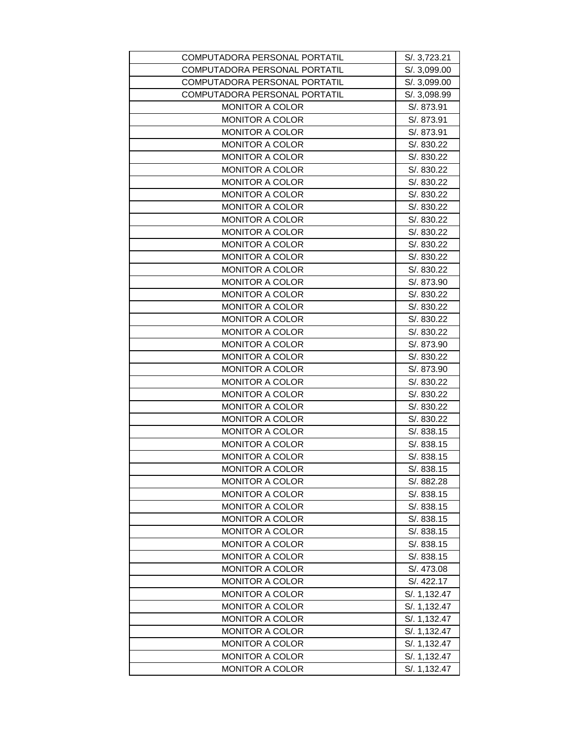| COMPUTADORA PERSONAL PORTATIL | S/. 3,723.21 |
| --- | --- |
| COMPUTADORA PERSONAL PORTATIL | S/. 3,099.00 |
| COMPUTADORA PERSONAL PORTATIL | S/. 3,099.00 |
| COMPUTADORA PERSONAL PORTATIL | S/. 3,098.99 |
| MONITOR A COLOR | S/. 873.91 |
| MONITOR A COLOR | S/. 873.91 |
| MONITOR A COLOR | S/. 873.91 |
| MONITOR A COLOR | S/. 830.22 |
| MONITOR A COLOR | S/. 830.22 |
| MONITOR A COLOR | S/. 830.22 |
| MONITOR A COLOR | S/. 830.22 |
| MONITOR A COLOR | S/. 830.22 |
| MONITOR A COLOR | S/. 830.22 |
| MONITOR A COLOR | S/. 830.22 |
| MONITOR A COLOR | S/. 830.22 |
| MONITOR A COLOR | S/. 830.22 |
| MONITOR A COLOR | S/. 830.22 |
| MONITOR A COLOR | S/. 830.22 |
| MONITOR A COLOR | S/. 873.90 |
| MONITOR A COLOR | S/. 830.22 |
| MONITOR A COLOR | S/. 830.22 |
| MONITOR A COLOR | S/. 830.22 |
| MONITOR A COLOR | S/. 830.22 |
| MONITOR A COLOR | S/. 873.90 |
| MONITOR A COLOR | S/. 830.22 |
| MONITOR A COLOR | S/. 873.90 |
| MONITOR A COLOR | S/. 830.22 |
| MONITOR A COLOR | S/. 830.22 |
| MONITOR A COLOR | S/. 830.22 |
| MONITOR A COLOR | S/. 830.22 |
| MONITOR A COLOR | S/. 838.15 |
| MONITOR A COLOR | S/. 838.15 |
| MONITOR A COLOR | S/. 838.15 |
| MONITOR A COLOR | S/. 838.15 |
| MONITOR A COLOR | S/. 882.28 |
| MONITOR A COLOR | S/. 838.15 |
| MONITOR A COLOR | S/. 838.15 |
| MONITOR A COLOR | S/. 838.15 |
| MONITOR A COLOR | S/. 838.15 |
| MONITOR A COLOR | S/. 838.15 |
| MONITOR A COLOR | S/. 838.15 |
| MONITOR A COLOR | S/. 473.08 |
| MONITOR A COLOR | S/. 422.17 |
| MONITOR A COLOR | S/. 1,132.47 |
| MONITOR A COLOR | S/. 1,132.47 |
| MONITOR A COLOR | S/. 1,132.47 |
| MONITOR A COLOR | S/. 1,132.47 |
| MONITOR A COLOR | S/. 1,132.47 |
| MONITOR A COLOR | S/. 1,132.47 |
| MONITOR A COLOR | S/. 1,132.47 |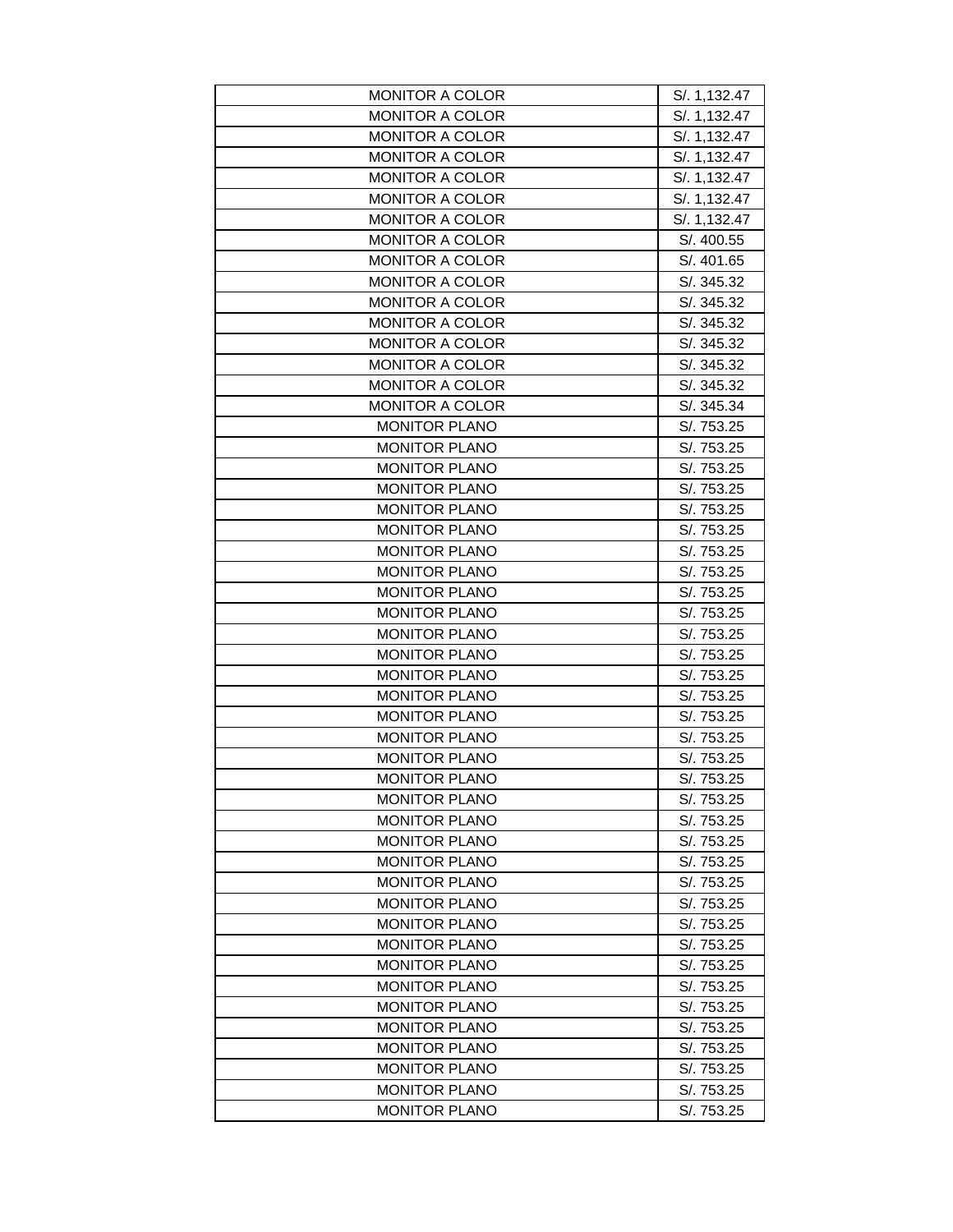| MONITOR A COLOR | S/. 1,132.47 |
| --- | --- |
| MONITOR A COLOR | S/. 1,132.47 |
| MONITOR A COLOR | S/. 1,132.47 |
| MONITOR A COLOR | S/. 1,132.47 |
| MONITOR A COLOR | S/. 1,132.47 |
| MONITOR A COLOR | S/. 1,132.47 |
| MONITOR A COLOR | S/. 1,132.47 |
| MONITOR A COLOR | S/. 400.55 |
| MONITOR A COLOR | S/. 401.65 |
| MONITOR A COLOR | S/. 345.32 |
| MONITOR A COLOR | S/. 345.32 |
| MONITOR A COLOR | S/. 345.32 |
| MONITOR A COLOR | S/. 345.32 |
| MONITOR A COLOR | S/. 345.32 |
| MONITOR A COLOR | S/. 345.32 |
| MONITOR A COLOR | S/. 345.34 |
| MONITOR PLANO | S/. 753.25 |
| MONITOR PLANO | S/. 753.25 |
| MONITOR PLANO | S/. 753.25 |
| MONITOR PLANO | S/. 753.25 |
| MONITOR PLANO | S/. 753.25 |
| MONITOR PLANO | S/. 753.25 |
| MONITOR PLANO | S/. 753.25 |
| MONITOR PLANO | S/. 753.25 |
| MONITOR PLANO | S/. 753.25 |
| MONITOR PLANO | S/. 753.25 |
| MONITOR PLANO | S/. 753.25 |
| MONITOR PLANO | S/. 753.25 |
| MONITOR PLANO | S/. 753.25 |
| MONITOR PLANO | S/. 753.25 |
| MONITOR PLANO | S/. 753.25 |
| MONITOR PLANO | S/. 753.25 |
| MONITOR PLANO | S/. 753.25 |
| MONITOR PLANO | S/. 753.25 |
| MONITOR PLANO | S/. 753.25 |
| MONITOR PLANO | S/. 753.25 |
| MONITOR PLANO | S/. 753.25 |
| MONITOR PLANO | S/. 753.25 |
| MONITOR PLANO | S/. 753.25 |
| MONITOR PLANO | S/. 753.25 |
| MONITOR PLANO | S/. 753.25 |
| MONITOR PLANO | S/. 753.25 |
| MONITOR PLANO | S/. 753.25 |
| MONITOR PLANO | S/. 753.25 |
| MONITOR PLANO | S/. 753.25 |
| MONITOR PLANO | S/. 753.25 |
| MONITOR PLANO | S/. 753.25 |
| MONITOR PLANO | S/. 753.25 |
| MONITOR PLANO | S/. 753.25 |
| MONITOR PLANO | S/. 753.25 |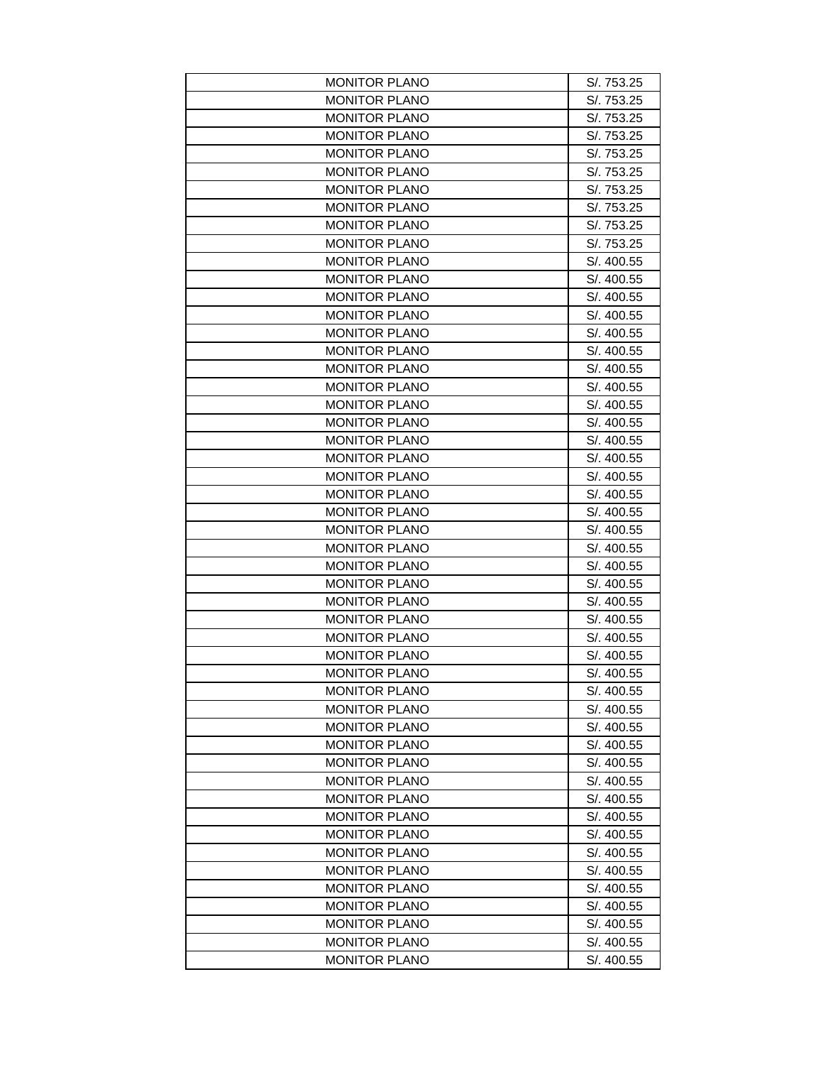| MONITOR PLANO | S/. 753.25 |
|---|---|
| MONITOR PLANO | S/. 753.25 |
| MONITOR PLANO | S/. 753.25 |
| MONITOR PLANO | S/. 753.25 |
| MONITOR PLANO | S/. 753.25 |
| MONITOR PLANO | S/. 753.25 |
| MONITOR PLANO | S/. 753.25 |
| MONITOR PLANO | S/. 753.25 |
| MONITOR PLANO | S/. 753.25 |
| MONITOR PLANO | S/. 753.25 |
| MONITOR PLANO | S/. 400.55 |
| MONITOR PLANO | S/. 400.55 |
| MONITOR PLANO | S/. 400.55 |
| MONITOR PLANO | S/. 400.55 |
| MONITOR PLANO | S/. 400.55 |
| MONITOR PLANO | S/. 400.55 |
| MONITOR PLANO | S/. 400.55 |
| MONITOR PLANO | S/. 400.55 |
| MONITOR PLANO | S/. 400.55 |
| MONITOR PLANO | S/. 400.55 |
| MONITOR PLANO | S/. 400.55 |
| MONITOR PLANO | S/. 400.55 |
| MONITOR PLANO | S/. 400.55 |
| MONITOR PLANO | S/. 400.55 |
| MONITOR PLANO | S/. 400.55 |
| MONITOR PLANO | S/. 400.55 |
| MONITOR PLANO | S/. 400.55 |
| MONITOR PLANO | S/. 400.55 |
| MONITOR PLANO | S/. 400.55 |
| MONITOR PLANO | S/. 400.55 |
| MONITOR PLANO | S/. 400.55 |
| MONITOR PLANO | S/. 400.55 |
| MONITOR PLANO | S/. 400.55 |
| MONITOR PLANO | S/. 400.55 |
| MONITOR PLANO | S/. 400.55 |
| MONITOR PLANO | S/. 400.55 |
| MONITOR PLANO | S/. 400.55 |
| MONITOR PLANO | S/. 400.55 |
| MONITOR PLANO | S/. 400.55 |
| MONITOR PLANO | S/. 400.55 |
| MONITOR PLANO | S/. 400.55 |
| MONITOR PLANO | S/. 400.55 |
| MONITOR PLANO | S/. 400.55 |
| MONITOR PLANO | S/. 400.55 |
| MONITOR PLANO | S/. 400.55 |
| MONITOR PLANO | S/. 400.55 |
| MONITOR PLANO | S/. 400.55 |
| MONITOR PLANO | S/. 400.55 |
| MONITOR PLANO | S/. 400.55 |
| MONITOR PLANO | S/. 400.55 |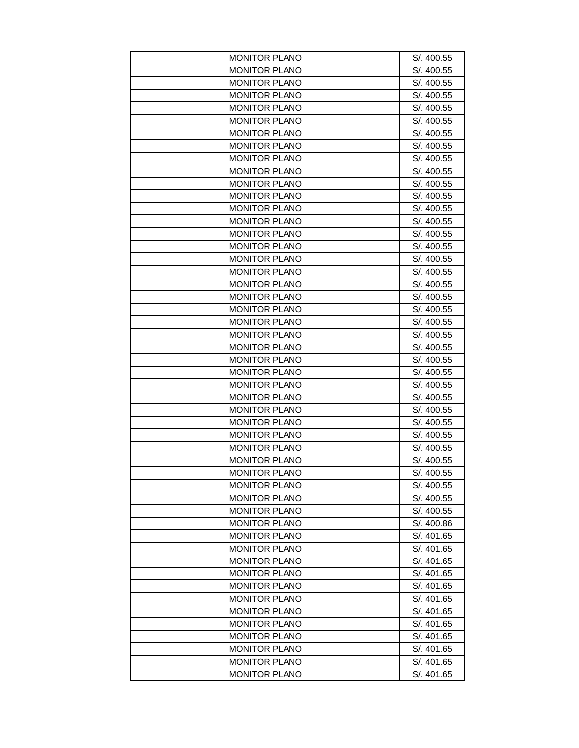| MONITOR PLANO | S/. 400.55 |
| --- | --- |
| MONITOR PLANO | S/. 400.55 |
| MONITOR PLANO | S/. 400.55 |
| MONITOR PLANO | S/. 400.55 |
| MONITOR PLANO | S/. 400.55 |
| MONITOR PLANO | S/. 400.55 |
| MONITOR PLANO | S/. 400.55 |
| MONITOR PLANO | S/. 400.55 |
| MONITOR PLANO | S/. 400.55 |
| MONITOR PLANO | S/. 400.55 |
| MONITOR PLANO | S/. 400.55 |
| MONITOR PLANO | S/. 400.55 |
| MONITOR PLANO | S/. 400.55 |
| MONITOR PLANO | S/. 400.55 |
| MONITOR PLANO | S/. 400.55 |
| MONITOR PLANO | S/. 400.55 |
| MONITOR PLANO | S/. 400.55 |
| MONITOR PLANO | S/. 400.55 |
| MONITOR PLANO | S/. 400.55 |
| MONITOR PLANO | S/. 400.55 |
| MONITOR PLANO | S/. 400.55 |
| MONITOR PLANO | S/. 400.55 |
| MONITOR PLANO | S/. 400.55 |
| MONITOR PLANO | S/. 400.55 |
| MONITOR PLANO | S/. 400.55 |
| MONITOR PLANO | S/. 400.55 |
| MONITOR PLANO | S/. 400.55 |
| MONITOR PLANO | S/. 400.55 |
| MONITOR PLANO | S/. 400.55 |
| MONITOR PLANO | S/. 400.55 |
| MONITOR PLANO | S/. 400.55 |
| MONITOR PLANO | S/. 400.55 |
| MONITOR PLANO | S/. 400.55 |
| MONITOR PLANO | S/. 400.55 |
| MONITOR PLANO | S/. 400.55 |
| MONITOR PLANO | S/. 400.55 |
| MONITOR PLANO | S/. 400.55 |
| MONITOR PLANO | S/. 400.86 |
| MONITOR PLANO | S/. 401.65 |
| MONITOR PLANO | S/. 401.65 |
| MONITOR PLANO | S/. 401.65 |
| MONITOR PLANO | S/. 401.65 |
| MONITOR PLANO | S/. 401.65 |
| MONITOR PLANO | S/. 401.65 |
| MONITOR PLANO | S/. 401.65 |
| MONITOR PLANO | S/. 401.65 |
| MONITOR PLANO | S/. 401.65 |
| MONITOR PLANO | S/. 401.65 |
| MONITOR PLANO | S/. 401.65 |
| MONITOR PLANO | S/. 401.65 |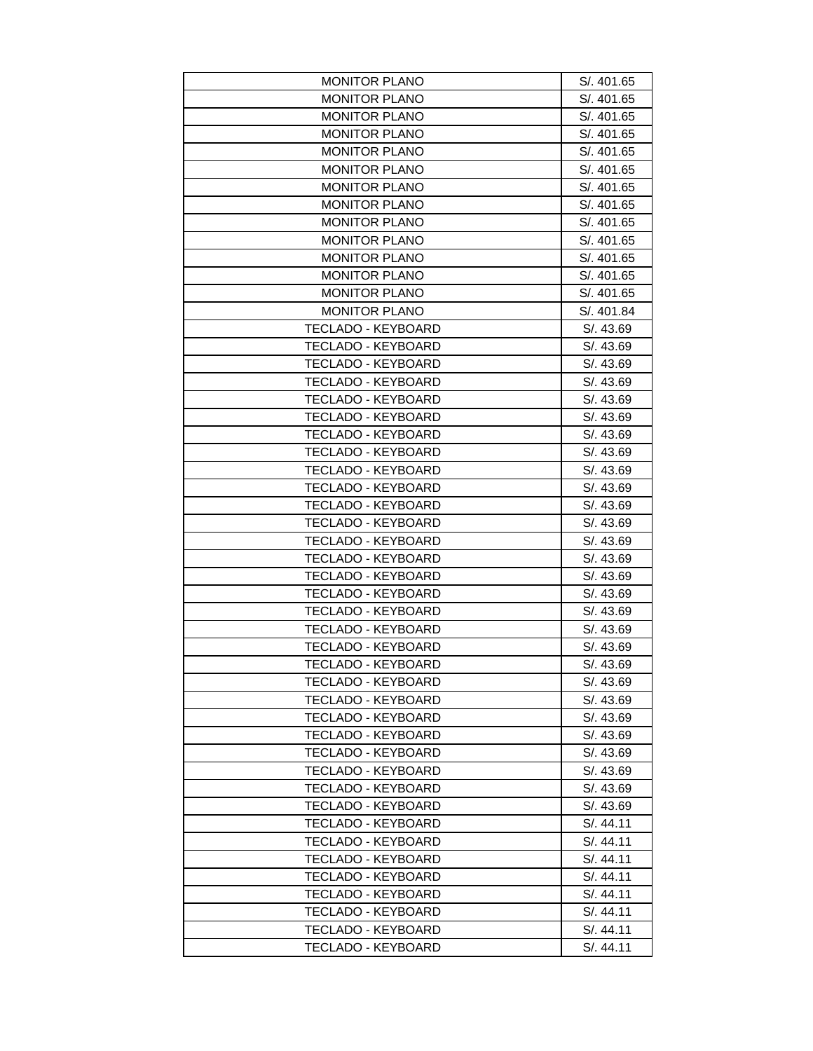| MONITOR PLANO | S/. 401.65 |
| --- | --- |
| MONITOR PLANO | S/. 401.65 |
| MONITOR PLANO | S/. 401.65 |
| MONITOR PLANO | S/. 401.65 |
| MONITOR PLANO | S/. 401.65 |
| MONITOR PLANO | S/. 401.65 |
| MONITOR PLANO | S/. 401.65 |
| MONITOR PLANO | S/. 401.65 |
| MONITOR PLANO | S/. 401.65 |
| MONITOR PLANO | S/. 401.65 |
| MONITOR PLANO | S/. 401.65 |
| MONITOR PLANO | S/. 401.65 |
| MONITOR PLANO | S/. 401.65 |
| MONITOR PLANO | S/. 401.84 |
| TECLADO - KEYBOARD | S/. 43.69 |
| TECLADO - KEYBOARD | S/. 43.69 |
| TECLADO - KEYBOARD | S/. 43.69 |
| TECLADO - KEYBOARD | S/. 43.69 |
| TECLADO - KEYBOARD | S/. 43.69 |
| TECLADO - KEYBOARD | S/. 43.69 |
| TECLADO - KEYBOARD | S/. 43.69 |
| TECLADO - KEYBOARD | S/. 43.69 |
| TECLADO - KEYBOARD | S/. 43.69 |
| TECLADO - KEYBOARD | S/. 43.69 |
| TECLADO - KEYBOARD | S/. 43.69 |
| TECLADO - KEYBOARD | S/. 43.69 |
| TECLADO - KEYBOARD | S/. 43.69 |
| TECLADO - KEYBOARD | S/. 43.69 |
| TECLADO - KEYBOARD | S/. 43.69 |
| TECLADO - KEYBOARD | S/. 43.69 |
| TECLADO - KEYBOARD | S/. 43.69 |
| TECLADO - KEYBOARD | S/. 43.69 |
| TECLADO - KEYBOARD | S/. 43.69 |
| TECLADO - KEYBOARD | S/. 43.69 |
| TECLADO - KEYBOARD | S/. 43.69 |
| TECLADO - KEYBOARD | S/. 43.69 |
| TECLADO - KEYBOARD | S/. 43.69 |
| TECLADO - KEYBOARD | S/. 43.69 |
| TECLADO - KEYBOARD | S/. 43.69 |
| TECLADO - KEYBOARD | S/. 43.69 |
| TECLADO - KEYBOARD | S/. 43.69 |
| TECLADO - KEYBOARD | S/. 43.69 |
| TECLADO - KEYBOARD | S/. 44.11 |
| TECLADO - KEYBOARD | S/. 44.11 |
| TECLADO - KEYBOARD | S/. 44.11 |
| TECLADO - KEYBOARD | S/. 44.11 |
| TECLADO - KEYBOARD | S/. 44.11 |
| TECLADO - KEYBOARD | S/. 44.11 |
| TECLADO - KEYBOARD | S/. 44.11 |
| TECLADO - KEYBOARD | S/. 44.11 |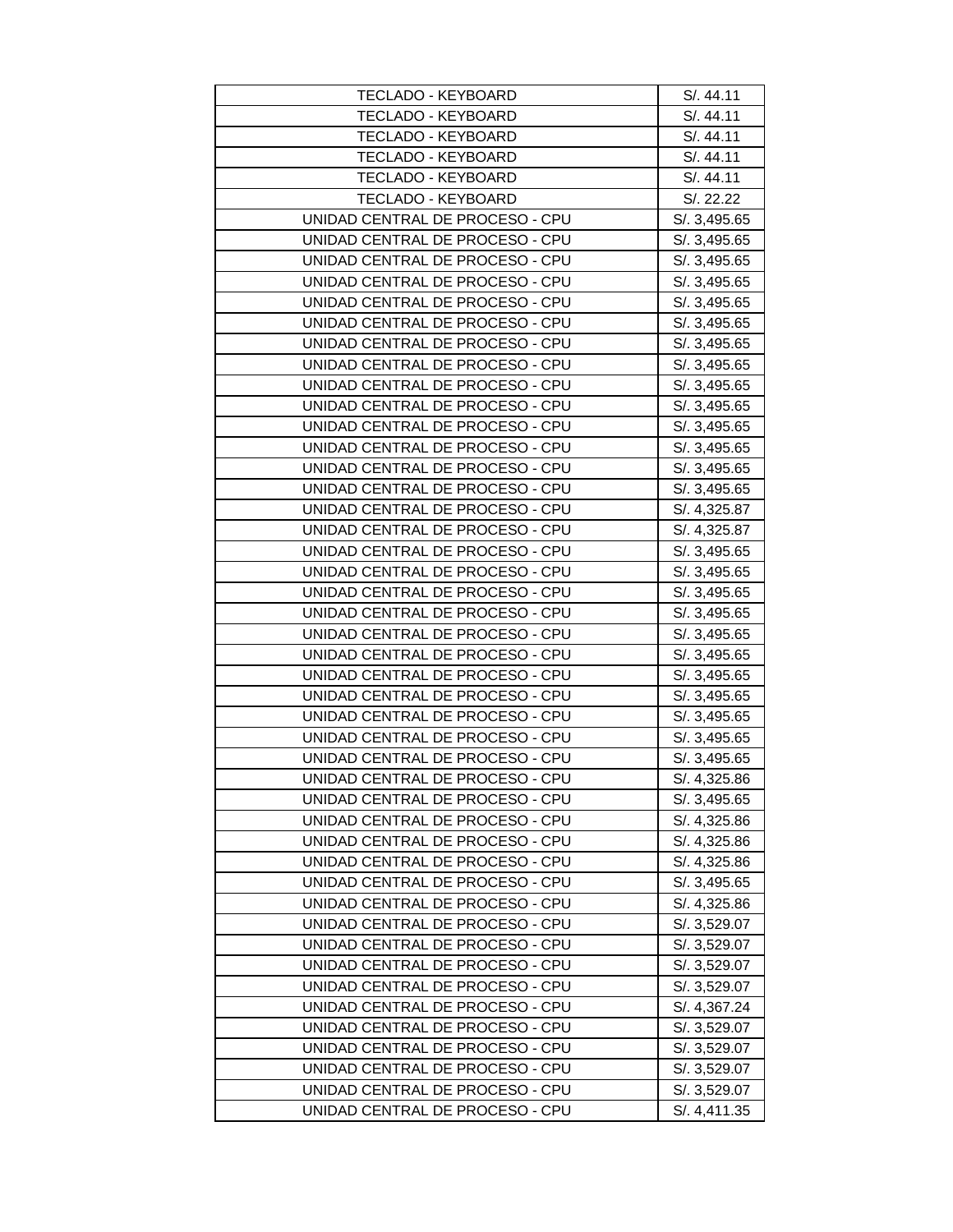| TECLADO - KEYBOARD | S/. 44.11 |
|---|---|
| TECLADO - KEYBOARD | S/. 44.11 |
| TECLADO - KEYBOARD | S/. 44.11 |
| TECLADO - KEYBOARD | S/. 44.11 |
| TECLADO - KEYBOARD | S/. 44.11 |
| TECLADO - KEYBOARD | S/. 22.22 |
| UNIDAD CENTRAL DE PROCESO - CPU | S/. 3,495.65 |
| UNIDAD CENTRAL DE PROCESO - CPU | S/. 3,495.65 |
| UNIDAD CENTRAL DE PROCESO - CPU | S/. 3,495.65 |
| UNIDAD CENTRAL DE PROCESO - CPU | S/. 3,495.65 |
| UNIDAD CENTRAL DE PROCESO - CPU | S/. 3,495.65 |
| UNIDAD CENTRAL DE PROCESO - CPU | S/. 3,495.65 |
| UNIDAD CENTRAL DE PROCESO - CPU | S/. 3,495.65 |
| UNIDAD CENTRAL DE PROCESO - CPU | S/. 3,495.65 |
| UNIDAD CENTRAL DE PROCESO - CPU | S/. 3,495.65 |
| UNIDAD CENTRAL DE PROCESO - CPU | S/. 3,495.65 |
| UNIDAD CENTRAL DE PROCESO - CPU | S/. 3,495.65 |
| UNIDAD CENTRAL DE PROCESO - CPU | S/. 3,495.65 |
| UNIDAD CENTRAL DE PROCESO - CPU | S/. 3,495.65 |
| UNIDAD CENTRAL DE PROCESO - CPU | S/. 3,495.65 |
| UNIDAD CENTRAL DE PROCESO - CPU | S/. 4,325.87 |
| UNIDAD CENTRAL DE PROCESO - CPU | S/. 4,325.87 |
| UNIDAD CENTRAL DE PROCESO - CPU | S/. 3,495.65 |
| UNIDAD CENTRAL DE PROCESO - CPU | S/. 3,495.65 |
| UNIDAD CENTRAL DE PROCESO - CPU | S/. 3,495.65 |
| UNIDAD CENTRAL DE PROCESO - CPU | S/. 3,495.65 |
| UNIDAD CENTRAL DE PROCESO - CPU | S/. 3,495.65 |
| UNIDAD CENTRAL DE PROCESO - CPU | S/. 3,495.65 |
| UNIDAD CENTRAL DE PROCESO - CPU | S/. 3,495.65 |
| UNIDAD CENTRAL DE PROCESO - CPU | S/. 3,495.65 |
| UNIDAD CENTRAL DE PROCESO - CPU | S/. 3,495.65 |
| UNIDAD CENTRAL DE PROCESO - CPU | S/. 3,495.65 |
| UNIDAD CENTRAL DE PROCESO - CPU | S/. 3,495.65 |
| UNIDAD CENTRAL DE PROCESO - CPU | S/. 4,325.86 |
| UNIDAD CENTRAL DE PROCESO - CPU | S/. 3,495.65 |
| UNIDAD CENTRAL DE PROCESO - CPU | S/. 4,325.86 |
| UNIDAD CENTRAL DE PROCESO - CPU | S/. 4,325.86 |
| UNIDAD CENTRAL DE PROCESO - CPU | S/. 4,325.86 |
| UNIDAD CENTRAL DE PROCESO - CPU | S/. 3,495.65 |
| UNIDAD CENTRAL DE PROCESO - CPU | S/. 4,325.86 |
| UNIDAD CENTRAL DE PROCESO - CPU | S/. 3,529.07 |
| UNIDAD CENTRAL DE PROCESO - CPU | S/. 3,529.07 |
| UNIDAD CENTRAL DE PROCESO - CPU | S/. 3,529.07 |
| UNIDAD CENTRAL DE PROCESO - CPU | S/. 3,529.07 |
| UNIDAD CENTRAL DE PROCESO - CPU | S/. 4,367.24 |
| UNIDAD CENTRAL DE PROCESO - CPU | S/. 3,529.07 |
| UNIDAD CENTRAL DE PROCESO - CPU | S/. 3,529.07 |
| UNIDAD CENTRAL DE PROCESO - CPU | S/. 3,529.07 |
| UNIDAD CENTRAL DE PROCESO - CPU | S/. 3,529.07 |
| UNIDAD CENTRAL DE PROCESO - CPU | S/. 4,411.35 |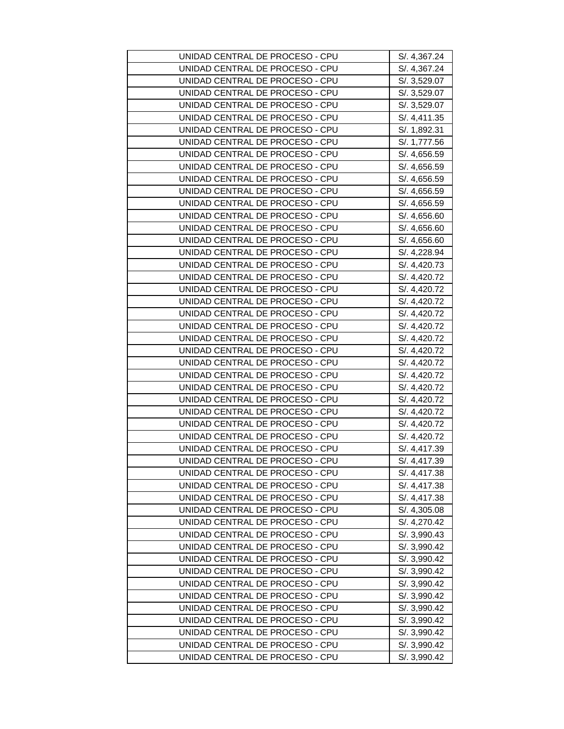| | |
|---|---|
| UNIDAD CENTRAL DE PROCESO - CPU | S/. 4,367.24 |
| UNIDAD CENTRAL DE PROCESO - CPU | S/. 4,367.24 |
| UNIDAD CENTRAL DE PROCESO - CPU | S/. 3,529.07 |
| UNIDAD CENTRAL DE PROCESO - CPU | S/. 3,529.07 |
| UNIDAD CENTRAL DE PROCESO - CPU | S/. 3,529.07 |
| UNIDAD CENTRAL DE PROCESO - CPU | S/. 4,411.35 |
| UNIDAD CENTRAL DE PROCESO - CPU | S/. 1,892.31 |
| UNIDAD CENTRAL DE PROCESO - CPU | S/. 1,777.56 |
| UNIDAD CENTRAL DE PROCESO - CPU | S/. 4,656.59 |
| UNIDAD CENTRAL DE PROCESO - CPU | S/. 4,656.59 |
| UNIDAD CENTRAL DE PROCESO - CPU | S/. 4,656.59 |
| UNIDAD CENTRAL DE PROCESO - CPU | S/. 4,656.59 |
| UNIDAD CENTRAL DE PROCESO - CPU | S/. 4,656.59 |
| UNIDAD CENTRAL DE PROCESO - CPU | S/. 4,656.60 |
| UNIDAD CENTRAL DE PROCESO - CPU | S/. 4,656.60 |
| UNIDAD CENTRAL DE PROCESO - CPU | S/. 4,656.60 |
| UNIDAD CENTRAL DE PROCESO - CPU | S/. 4,228.94 |
| UNIDAD CENTRAL DE PROCESO - CPU | S/. 4,420.73 |
| UNIDAD CENTRAL DE PROCESO - CPU | S/. 4,420.72 |
| UNIDAD CENTRAL DE PROCESO - CPU | S/. 4,420.72 |
| UNIDAD CENTRAL DE PROCESO - CPU | S/. 4,420.72 |
| UNIDAD CENTRAL DE PROCESO - CPU | S/. 4,420.72 |
| UNIDAD CENTRAL DE PROCESO - CPU | S/. 4,420.72 |
| UNIDAD CENTRAL DE PROCESO - CPU | S/. 4,420.72 |
| UNIDAD CENTRAL DE PROCESO - CPU | S/. 4,420.72 |
| UNIDAD CENTRAL DE PROCESO - CPU | S/. 4,420.72 |
| UNIDAD CENTRAL DE PROCESO - CPU | S/. 4,420.72 |
| UNIDAD CENTRAL DE PROCESO - CPU | S/. 4,420.72 |
| UNIDAD CENTRAL DE PROCESO - CPU | S/. 4,420.72 |
| UNIDAD CENTRAL DE PROCESO - CPU | S/. 4,420.72 |
| UNIDAD CENTRAL DE PROCESO - CPU | S/. 4,420.72 |
| UNIDAD CENTRAL DE PROCESO - CPU | S/. 4,420.72 |
| UNIDAD CENTRAL DE PROCESO - CPU | S/. 4,417.39 |
| UNIDAD CENTRAL DE PROCESO - CPU | S/. 4,417.39 |
| UNIDAD CENTRAL DE PROCESO - CPU | S/. 4,417.38 |
| UNIDAD CENTRAL DE PROCESO - CPU | S/. 4,417.38 |
| UNIDAD CENTRAL DE PROCESO - CPU | S/. 4,417.38 |
| UNIDAD CENTRAL DE PROCESO - CPU | S/. 4,305.08 |
| UNIDAD CENTRAL DE PROCESO - CPU | S/. 4,270.42 |
| UNIDAD CENTRAL DE PROCESO - CPU | S/. 3,990.43 |
| UNIDAD CENTRAL DE PROCESO - CPU | S/. 3,990.42 |
| UNIDAD CENTRAL DE PROCESO - CPU | S/. 3,990.42 |
| UNIDAD CENTRAL DE PROCESO - CPU | S/. 3,990.42 |
| UNIDAD CENTRAL DE PROCESO - CPU | S/. 3,990.42 |
| UNIDAD CENTRAL DE PROCESO - CPU | S/. 3,990.42 |
| UNIDAD CENTRAL DE PROCESO - CPU | S/. 3,990.42 |
| UNIDAD CENTRAL DE PROCESO - CPU | S/. 3,990.42 |
| UNIDAD CENTRAL DE PROCESO - CPU | S/. 3,990.42 |
| UNIDAD CENTRAL DE PROCESO - CPU | S/. 3,990.42 |
| UNIDAD CENTRAL DE PROCESO - CPU | S/. 3,990.42 |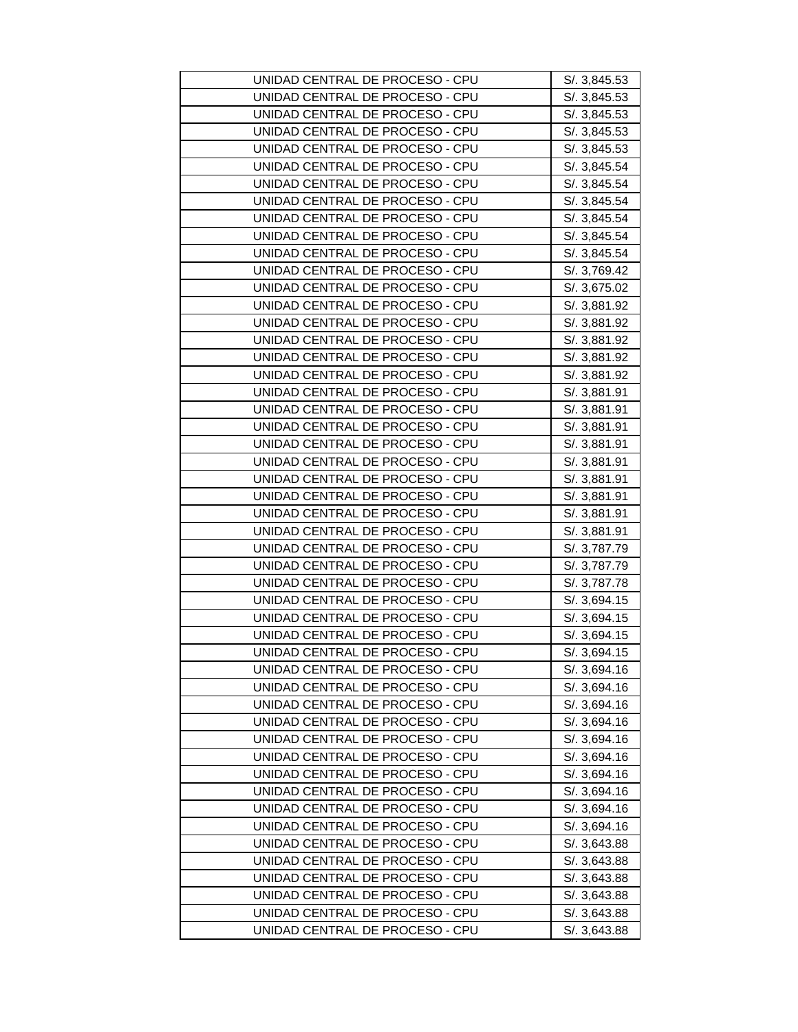| | |
|---|---|
| UNIDAD CENTRAL DE PROCESO - CPU | S/. 3,845.53 |
| UNIDAD CENTRAL DE PROCESO - CPU | S/. 3,845.53 |
| UNIDAD CENTRAL DE PROCESO - CPU | S/. 3,845.53 |
| UNIDAD CENTRAL DE PROCESO - CPU | S/. 3,845.53 |
| UNIDAD CENTRAL DE PROCESO - CPU | S/. 3,845.53 |
| UNIDAD CENTRAL DE PROCESO - CPU | S/. 3,845.54 |
| UNIDAD CENTRAL DE PROCESO - CPU | S/. 3,845.54 |
| UNIDAD CENTRAL DE PROCESO - CPU | S/. 3,845.54 |
| UNIDAD CENTRAL DE PROCESO - CPU | S/. 3,845.54 |
| UNIDAD CENTRAL DE PROCESO - CPU | S/. 3,845.54 |
| UNIDAD CENTRAL DE PROCESO - CPU | S/. 3,845.54 |
| UNIDAD CENTRAL DE PROCESO - CPU | S/. 3,769.42 |
| UNIDAD CENTRAL DE PROCESO - CPU | S/. 3,675.02 |
| UNIDAD CENTRAL DE PROCESO - CPU | S/. 3,881.92 |
| UNIDAD CENTRAL DE PROCESO - CPU | S/. 3,881.92 |
| UNIDAD CENTRAL DE PROCESO - CPU | S/. 3,881.92 |
| UNIDAD CENTRAL DE PROCESO - CPU | S/. 3,881.92 |
| UNIDAD CENTRAL DE PROCESO - CPU | S/. 3,881.92 |
| UNIDAD CENTRAL DE PROCESO - CPU | S/. 3,881.91 |
| UNIDAD CENTRAL DE PROCESO - CPU | S/. 3,881.91 |
| UNIDAD CENTRAL DE PROCESO - CPU | S/. 3,881.91 |
| UNIDAD CENTRAL DE PROCESO - CPU | S/. 3,881.91 |
| UNIDAD CENTRAL DE PROCESO - CPU | S/. 3,881.91 |
| UNIDAD CENTRAL DE PROCESO - CPU | S/. 3,881.91 |
| UNIDAD CENTRAL DE PROCESO - CPU | S/. 3,881.91 |
| UNIDAD CENTRAL DE PROCESO - CPU | S/. 3,881.91 |
| UNIDAD CENTRAL DE PROCESO - CPU | S/. 3,881.91 |
| UNIDAD CENTRAL DE PROCESO - CPU | S/. 3,787.79 |
| UNIDAD CENTRAL DE PROCESO - CPU | S/. 3,787.79 |
| UNIDAD CENTRAL DE PROCESO - CPU | S/. 3,787.78 |
| UNIDAD CENTRAL DE PROCESO - CPU | S/. 3,694.15 |
| UNIDAD CENTRAL DE PROCESO - CPU | S/. 3,694.15 |
| UNIDAD CENTRAL DE PROCESO - CPU | S/. 3,694.15 |
| UNIDAD CENTRAL DE PROCESO - CPU | S/. 3,694.15 |
| UNIDAD CENTRAL DE PROCESO - CPU | S/. 3,694.16 |
| UNIDAD CENTRAL DE PROCESO - CPU | S/. 3,694.16 |
| UNIDAD CENTRAL DE PROCESO - CPU | S/. 3,694.16 |
| UNIDAD CENTRAL DE PROCESO - CPU | S/. 3,694.16 |
| UNIDAD CENTRAL DE PROCESO - CPU | S/. 3,694.16 |
| UNIDAD CENTRAL DE PROCESO - CPU | S/. 3,694.16 |
| UNIDAD CENTRAL DE PROCESO - CPU | S/. 3,694.16 |
| UNIDAD CENTRAL DE PROCESO - CPU | S/. 3,694.16 |
| UNIDAD CENTRAL DE PROCESO - CPU | S/. 3,694.16 |
| UNIDAD CENTRAL DE PROCESO - CPU | S/. 3,694.16 |
| UNIDAD CENTRAL DE PROCESO - CPU | S/. 3,643.88 |
| UNIDAD CENTRAL DE PROCESO - CPU | S/. 3,643.88 |
| UNIDAD CENTRAL DE PROCESO - CPU | S/. 3,643.88 |
| UNIDAD CENTRAL DE PROCESO - CPU | S/. 3,643.88 |
| UNIDAD CENTRAL DE PROCESO - CPU | S/. 3,643.88 |
| UNIDAD CENTRAL DE PROCESO - CPU | S/. 3,643.88 |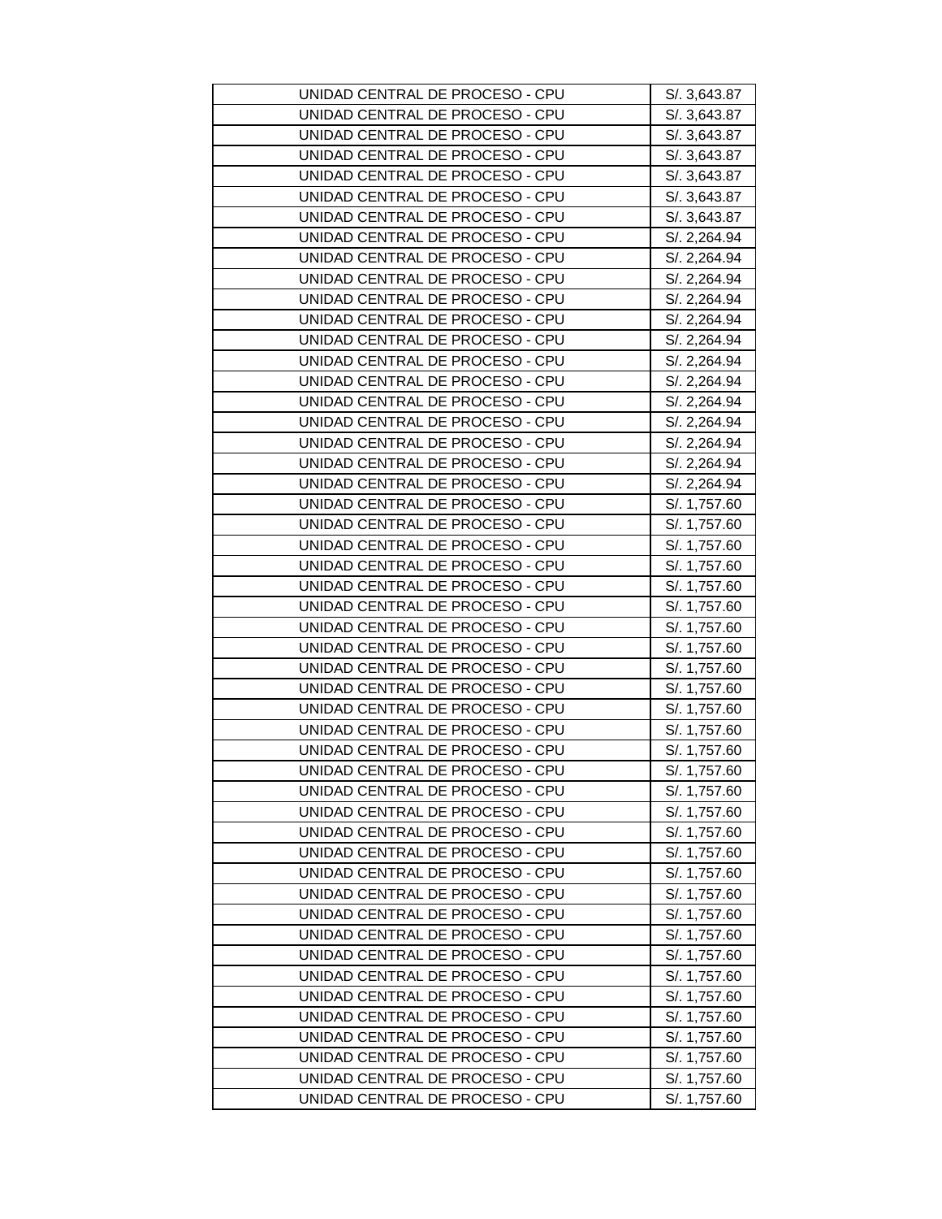| UNIDAD CENTRAL DE PROCESO - CPU | S/. 3,643.87 |
|---|---|
| UNIDAD CENTRAL DE PROCESO - CPU | S/. 3,643.87 |
| UNIDAD CENTRAL DE PROCESO - CPU | S/. 3,643.87 |
| UNIDAD CENTRAL DE PROCESO - CPU | S/. 3,643.87 |
| UNIDAD CENTRAL DE PROCESO - CPU | S/. 3,643.87 |
| UNIDAD CENTRAL DE PROCESO - CPU | S/. 3,643.87 |
| UNIDAD CENTRAL DE PROCESO - CPU | S/. 3,643.87 |
| UNIDAD CENTRAL DE PROCESO - CPU | S/. 2,264.94 |
| UNIDAD CENTRAL DE PROCESO - CPU | S/. 2,264.94 |
| UNIDAD CENTRAL DE PROCESO - CPU | S/. 2,264.94 |
| UNIDAD CENTRAL DE PROCESO - CPU | S/. 2,264.94 |
| UNIDAD CENTRAL DE PROCESO - CPU | S/. 2,264.94 |
| UNIDAD CENTRAL DE PROCESO - CPU | S/. 2,264.94 |
| UNIDAD CENTRAL DE PROCESO - CPU | S/. 2,264.94 |
| UNIDAD CENTRAL DE PROCESO - CPU | S/. 2,264.94 |
| UNIDAD CENTRAL DE PROCESO - CPU | S/. 2,264.94 |
| UNIDAD CENTRAL DE PROCESO - CPU | S/. 2,264.94 |
| UNIDAD CENTRAL DE PROCESO - CPU | S/. 2,264.94 |
| UNIDAD CENTRAL DE PROCESO - CPU | S/. 2,264.94 |
| UNIDAD CENTRAL DE PROCESO - CPU | S/. 2,264.94 |
| UNIDAD CENTRAL DE PROCESO - CPU | S/. 1,757.60 |
| UNIDAD CENTRAL DE PROCESO - CPU | S/. 1,757.60 |
| UNIDAD CENTRAL DE PROCESO - CPU | S/. 1,757.60 |
| UNIDAD CENTRAL DE PROCESO - CPU | S/. 1,757.60 |
| UNIDAD CENTRAL DE PROCESO - CPU | S/. 1,757.60 |
| UNIDAD CENTRAL DE PROCESO - CPU | S/. 1,757.60 |
| UNIDAD CENTRAL DE PROCESO - CPU | S/. 1,757.60 |
| UNIDAD CENTRAL DE PROCESO - CPU | S/. 1,757.60 |
| UNIDAD CENTRAL DE PROCESO - CPU | S/. 1,757.60 |
| UNIDAD CENTRAL DE PROCESO - CPU | S/. 1,757.60 |
| UNIDAD CENTRAL DE PROCESO - CPU | S/. 1,757.60 |
| UNIDAD CENTRAL DE PROCESO - CPU | S/. 1,757.60 |
| UNIDAD CENTRAL DE PROCESO - CPU | S/. 1,757.60 |
| UNIDAD CENTRAL DE PROCESO - CPU | S/. 1,757.60 |
| UNIDAD CENTRAL DE PROCESO - CPU | S/. 1,757.60 |
| UNIDAD CENTRAL DE PROCESO - CPU | S/. 1,757.60 |
| UNIDAD CENTRAL DE PROCESO - CPU | S/. 1,757.60 |
| UNIDAD CENTRAL DE PROCESO - CPU | S/. 1,757.60 |
| UNIDAD CENTRAL DE PROCESO - CPU | S/. 1,757.60 |
| UNIDAD CENTRAL DE PROCESO - CPU | S/. 1,757.60 |
| UNIDAD CENTRAL DE PROCESO - CPU | S/. 1,757.60 |
| UNIDAD CENTRAL DE PROCESO - CPU | S/. 1,757.60 |
| UNIDAD CENTRAL DE PROCESO - CPU | S/. 1,757.60 |
| UNIDAD CENTRAL DE PROCESO - CPU | S/. 1,757.60 |
| UNIDAD CENTRAL DE PROCESO - CPU | S/. 1,757.60 |
| UNIDAD CENTRAL DE PROCESO - CPU | S/. 1,757.60 |
| UNIDAD CENTRAL DE PROCESO - CPU | S/. 1,757.60 |
| UNIDAD CENTRAL DE PROCESO - CPU | S/. 1,757.60 |
| UNIDAD CENTRAL DE PROCESO - CPU | S/. 1,757.60 |
| UNIDAD CENTRAL DE PROCESO - CPU | S/. 1,757.60 |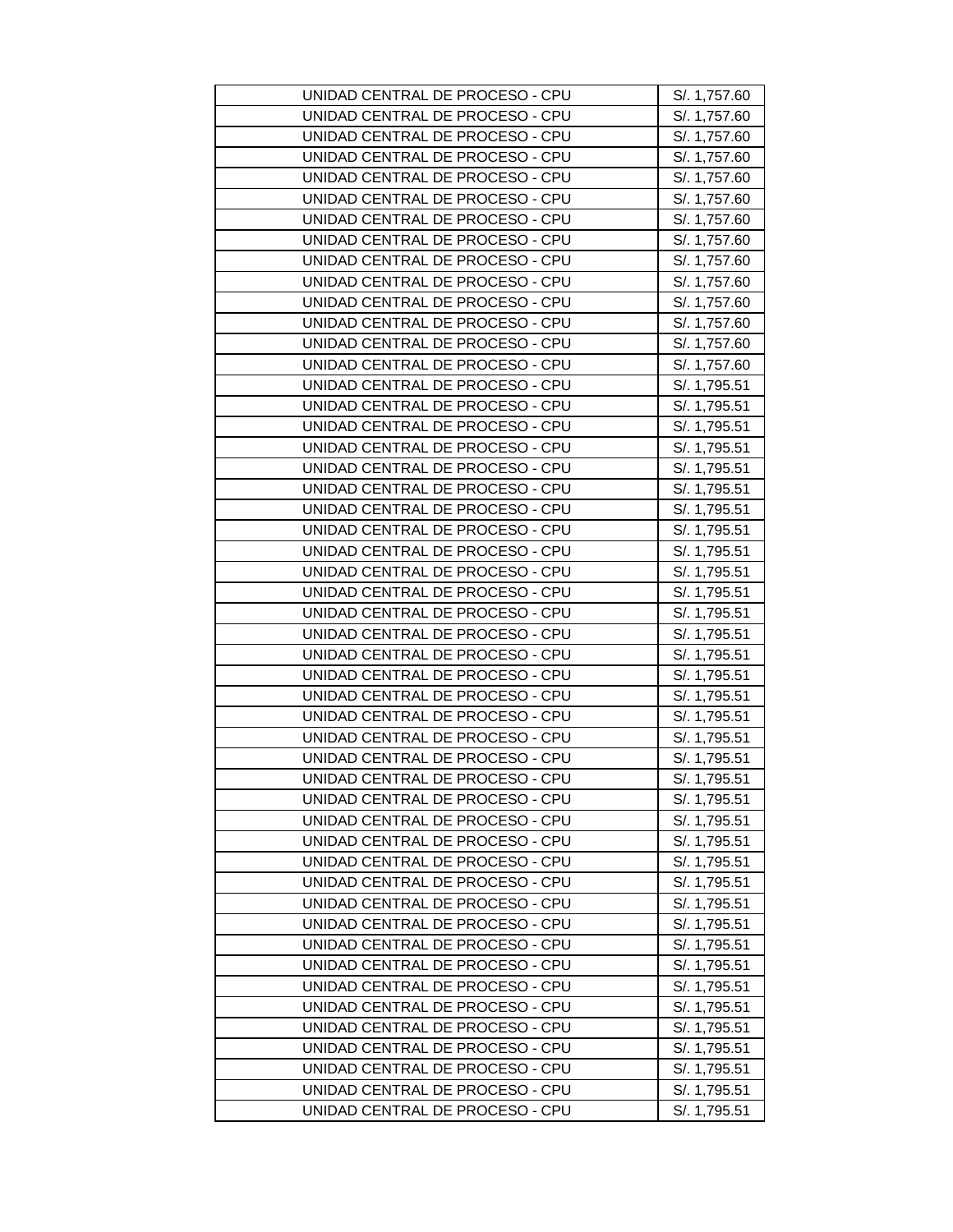| UNIDAD CENTRAL DE PROCESO - CPU | S/. 1,757.60 |
| --- | --- |
| UNIDAD CENTRAL DE PROCESO - CPU | S/. 1,757.60 |
| UNIDAD CENTRAL DE PROCESO - CPU | S/. 1,757.60 |
| UNIDAD CENTRAL DE PROCESO - CPU | S/. 1,757.60 |
| UNIDAD CENTRAL DE PROCESO - CPU | S/. 1,757.60 |
| UNIDAD CENTRAL DE PROCESO - CPU | S/. 1,757.60 |
| UNIDAD CENTRAL DE PROCESO - CPU | S/. 1,757.60 |
| UNIDAD CENTRAL DE PROCESO - CPU | S/. 1,757.60 |
| UNIDAD CENTRAL DE PROCESO - CPU | S/. 1,757.60 |
| UNIDAD CENTRAL DE PROCESO - CPU | S/. 1,757.60 |
| UNIDAD CENTRAL DE PROCESO - CPU | S/. 1,757.60 |
| UNIDAD CENTRAL DE PROCESO - CPU | S/. 1,757.60 |
| UNIDAD CENTRAL DE PROCESO - CPU | S/. 1,757.60 |
| UNIDAD CENTRAL DE PROCESO - CPU | S/. 1,757.60 |
| UNIDAD CENTRAL DE PROCESO - CPU | S/. 1,795.51 |
| UNIDAD CENTRAL DE PROCESO - CPU | S/. 1,795.51 |
| UNIDAD CENTRAL DE PROCESO - CPU | S/. 1,795.51 |
| UNIDAD CENTRAL DE PROCESO - CPU | S/. 1,795.51 |
| UNIDAD CENTRAL DE PROCESO - CPU | S/. 1,795.51 |
| UNIDAD CENTRAL DE PROCESO - CPU | S/. 1,795.51 |
| UNIDAD CENTRAL DE PROCESO - CPU | S/. 1,795.51 |
| UNIDAD CENTRAL DE PROCESO - CPU | S/. 1,795.51 |
| UNIDAD CENTRAL DE PROCESO - CPU | S/. 1,795.51 |
| UNIDAD CENTRAL DE PROCESO - CPU | S/. 1,795.51 |
| UNIDAD CENTRAL DE PROCESO - CPU | S/. 1,795.51 |
| UNIDAD CENTRAL DE PROCESO - CPU | S/. 1,795.51 |
| UNIDAD CENTRAL DE PROCESO - CPU | S/. 1,795.51 |
| UNIDAD CENTRAL DE PROCESO - CPU | S/. 1,795.51 |
| UNIDAD CENTRAL DE PROCESO - CPU | S/. 1,795.51 |
| UNIDAD CENTRAL DE PROCESO - CPU | S/. 1,795.51 |
| UNIDAD CENTRAL DE PROCESO - CPU | S/. 1,795.51 |
| UNIDAD CENTRAL DE PROCESO - CPU | S/. 1,795.51 |
| UNIDAD CENTRAL DE PROCESO - CPU | S/. 1,795.51 |
| UNIDAD CENTRAL DE PROCESO - CPU | S/. 1,795.51 |
| UNIDAD CENTRAL DE PROCESO - CPU | S/. 1,795.51 |
| UNIDAD CENTRAL DE PROCESO - CPU | S/. 1,795.51 |
| UNIDAD CENTRAL DE PROCESO - CPU | S/. 1,795.51 |
| UNIDAD CENTRAL DE PROCESO - CPU | S/. 1,795.51 |
| UNIDAD CENTRAL DE PROCESO - CPU | S/. 1,795.51 |
| UNIDAD CENTRAL DE PROCESO - CPU | S/. 1,795.51 |
| UNIDAD CENTRAL DE PROCESO - CPU | S/. 1,795.51 |
| UNIDAD CENTRAL DE PROCESO - CPU | S/. 1,795.51 |
| UNIDAD CENTRAL DE PROCESO - CPU | S/. 1,795.51 |
| UNIDAD CENTRAL DE PROCESO - CPU | S/. 1,795.51 |
| UNIDAD CENTRAL DE PROCESO - CPU | S/. 1,795.51 |
| UNIDAD CENTRAL DE PROCESO - CPU | S/. 1,795.51 |
| UNIDAD CENTRAL DE PROCESO - CPU | S/. 1,795.51 |
| UNIDAD CENTRAL DE PROCESO - CPU | S/. 1,795.51 |
| UNIDAD CENTRAL DE PROCESO - CPU | S/. 1,795.51 |
| UNIDAD CENTRAL DE PROCESO - CPU | S/. 1,795.51 |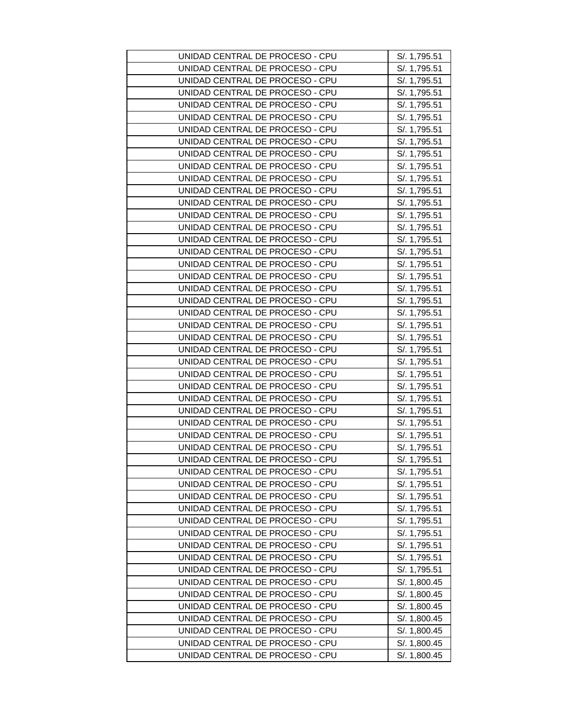| UNIDAD CENTRAL DE PROCESO - CPU | S/. 1,795.51 |
| --- | --- |
| UNIDAD CENTRAL DE PROCESO - CPU | S/. 1,795.51 |
| UNIDAD CENTRAL DE PROCESO - CPU | S/. 1,795.51 |
| UNIDAD CENTRAL DE PROCESO - CPU | S/. 1,795.51 |
| UNIDAD CENTRAL DE PROCESO - CPU | S/. 1,795.51 |
| UNIDAD CENTRAL DE PROCESO - CPU | S/. 1,795.51 |
| UNIDAD CENTRAL DE PROCESO - CPU | S/. 1,795.51 |
| UNIDAD CENTRAL DE PROCESO - CPU | S/. 1,795.51 |
| UNIDAD CENTRAL DE PROCESO - CPU | S/. 1,795.51 |
| UNIDAD CENTRAL DE PROCESO - CPU | S/. 1,795.51 |
| UNIDAD CENTRAL DE PROCESO - CPU | S/. 1,795.51 |
| UNIDAD CENTRAL DE PROCESO - CPU | S/. 1,795.51 |
| UNIDAD CENTRAL DE PROCESO - CPU | S/. 1,795.51 |
| UNIDAD CENTRAL DE PROCESO - CPU | S/. 1,795.51 |
| UNIDAD CENTRAL DE PROCESO - CPU | S/. 1,795.51 |
| UNIDAD CENTRAL DE PROCESO - CPU | S/. 1,795.51 |
| UNIDAD CENTRAL DE PROCESO - CPU | S/. 1,795.51 |
| UNIDAD CENTRAL DE PROCESO - CPU | S/. 1,795.51 |
| UNIDAD CENTRAL DE PROCESO - CPU | S/. 1,795.51 |
| UNIDAD CENTRAL DE PROCESO - CPU | S/. 1,795.51 |
| UNIDAD CENTRAL DE PROCESO - CPU | S/. 1,795.51 |
| UNIDAD CENTRAL DE PROCESO - CPU | S/. 1,795.51 |
| UNIDAD CENTRAL DE PROCESO - CPU | S/. 1,795.51 |
| UNIDAD CENTRAL DE PROCESO - CPU | S/. 1,795.51 |
| UNIDAD CENTRAL DE PROCESO - CPU | S/. 1,795.51 |
| UNIDAD CENTRAL DE PROCESO - CPU | S/. 1,795.51 |
| UNIDAD CENTRAL DE PROCESO - CPU | S/. 1,795.51 |
| UNIDAD CENTRAL DE PROCESO - CPU | S/. 1,795.51 |
| UNIDAD CENTRAL DE PROCESO - CPU | S/. 1,795.51 |
| UNIDAD CENTRAL DE PROCESO - CPU | S/. 1,795.51 |
| UNIDAD CENTRAL DE PROCESO - CPU | S/. 1,795.51 |
| UNIDAD CENTRAL DE PROCESO - CPU | S/. 1,795.51 |
| UNIDAD CENTRAL DE PROCESO - CPU | S/. 1,795.51 |
| UNIDAD CENTRAL DE PROCESO - CPU | S/. 1,795.51 |
| UNIDAD CENTRAL DE PROCESO - CPU | S/. 1,795.51 |
| UNIDAD CENTRAL DE PROCESO - CPU | S/. 1,795.51 |
| UNIDAD CENTRAL DE PROCESO - CPU | S/. 1,795.51 |
| UNIDAD CENTRAL DE PROCESO - CPU | S/. 1,795.51 |
| UNIDAD CENTRAL DE PROCESO - CPU | S/. 1,795.51 |
| UNIDAD CENTRAL DE PROCESO - CPU | S/. 1,795.51 |
| UNIDAD CENTRAL DE PROCESO - CPU | S/. 1,795.51 |
| UNIDAD CENTRAL DE PROCESO - CPU | S/. 1,795.51 |
| UNIDAD CENTRAL DE PROCESO - CPU | S/. 1,795.51 |
| UNIDAD CENTRAL DE PROCESO - CPU | S/. 1,800.45 |
| UNIDAD CENTRAL DE PROCESO - CPU | S/. 1,800.45 |
| UNIDAD CENTRAL DE PROCESO - CPU | S/. 1,800.45 |
| UNIDAD CENTRAL DE PROCESO - CPU | S/. 1,800.45 |
| UNIDAD CENTRAL DE PROCESO - CPU | S/. 1,800.45 |
| UNIDAD CENTRAL DE PROCESO - CPU | S/. 1,800.45 |
| UNIDAD CENTRAL DE PROCESO - CPU | S/. 1,800.45 |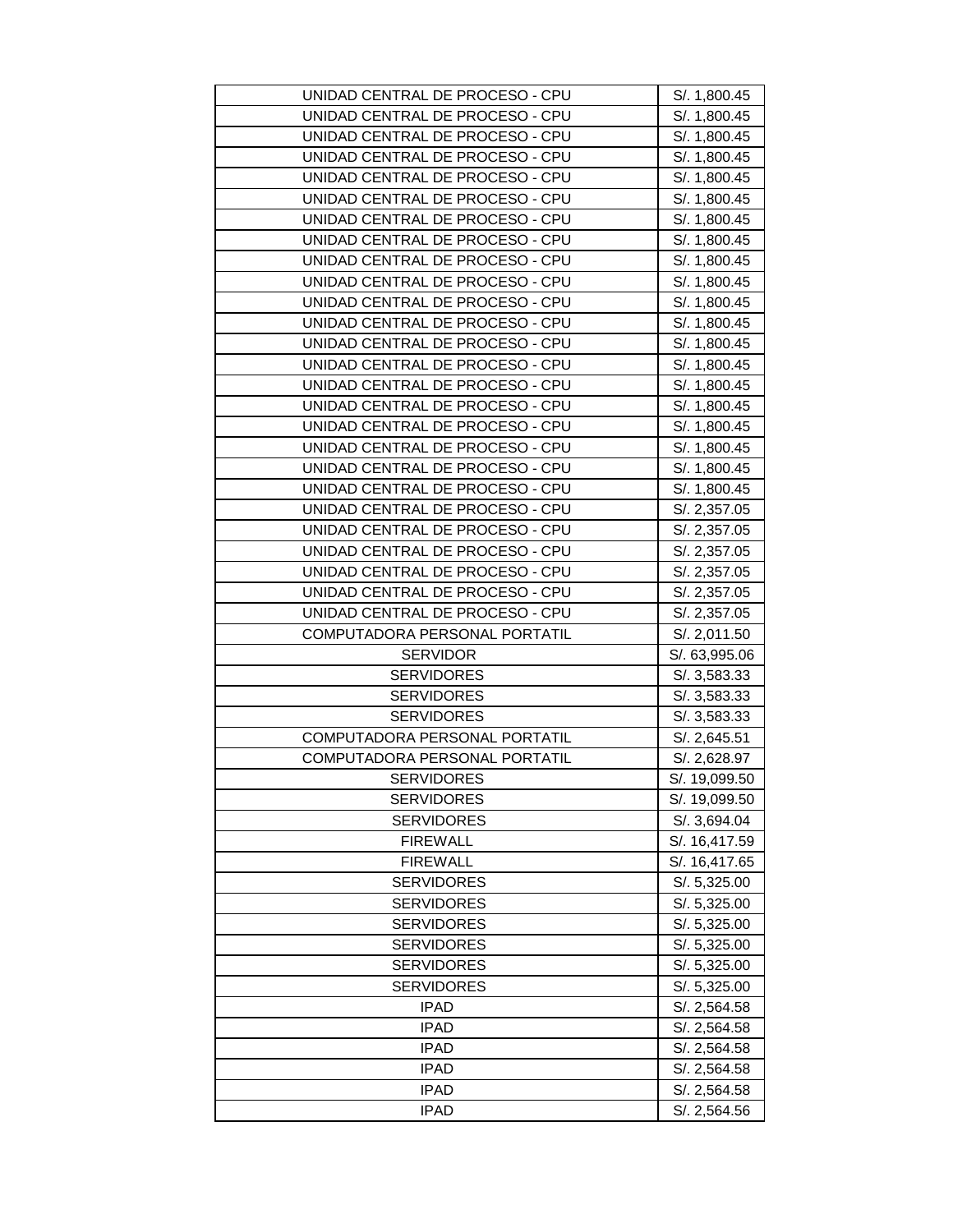| | |
|---|---|
| UNIDAD CENTRAL DE PROCESO - CPU | S/. 1,800.45 |
| UNIDAD CENTRAL DE PROCESO - CPU | S/. 1,800.45 |
| UNIDAD CENTRAL DE PROCESO - CPU | S/. 1,800.45 |
| UNIDAD CENTRAL DE PROCESO - CPU | S/. 1,800.45 |
| UNIDAD CENTRAL DE PROCESO - CPU | S/. 1,800.45 |
| UNIDAD CENTRAL DE PROCESO - CPU | S/. 1,800.45 |
| UNIDAD CENTRAL DE PROCESO - CPU | S/. 1,800.45 |
| UNIDAD CENTRAL DE PROCESO - CPU | S/. 1,800.45 |
| UNIDAD CENTRAL DE PROCESO - CPU | S/. 1,800.45 |
| UNIDAD CENTRAL DE PROCESO - CPU | S/. 1,800.45 |
| UNIDAD CENTRAL DE PROCESO - CPU | S/. 1,800.45 |
| UNIDAD CENTRAL DE PROCESO - CPU | S/. 1,800.45 |
| UNIDAD CENTRAL DE PROCESO - CPU | S/. 1,800.45 |
| UNIDAD CENTRAL DE PROCESO - CPU | S/. 1,800.45 |
| UNIDAD CENTRAL DE PROCESO - CPU | S/. 1,800.45 |
| UNIDAD CENTRAL DE PROCESO - CPU | S/. 1,800.45 |
| UNIDAD CENTRAL DE PROCESO - CPU | S/. 1,800.45 |
| UNIDAD CENTRAL DE PROCESO - CPU | S/. 1,800.45 |
| UNIDAD CENTRAL DE PROCESO - CPU | S/. 1,800.45 |
| UNIDAD CENTRAL DE PROCESO - CPU | S/. 1,800.45 |
| UNIDAD CENTRAL DE PROCESO - CPU | S/. 2,357.05 |
| UNIDAD CENTRAL DE PROCESO - CPU | S/. 2,357.05 |
| UNIDAD CENTRAL DE PROCESO - CPU | S/. 2,357.05 |
| UNIDAD CENTRAL DE PROCESO - CPU | S/. 2,357.05 |
| UNIDAD CENTRAL DE PROCESO - CPU | S/. 2,357.05 |
| UNIDAD CENTRAL DE PROCESO - CPU | S/. 2,357.05 |
| COMPUTADORA PERSONAL PORTATIL | S/. 2,011.50 |
| SERVIDOR | S/. 63,995.06 |
| SERVIDORES | S/. 3,583.33 |
| SERVIDORES | S/. 3,583.33 |
| SERVIDORES | S/. 3,583.33 |
| COMPUTADORA PERSONAL PORTATIL | S/. 2,645.51 |
| COMPUTADORA PERSONAL PORTATIL | S/. 2,628.97 |
| SERVIDORES | S/. 19,099.50 |
| SERVIDORES | S/. 19,099.50 |
| SERVIDORES | S/. 3,694.04 |
| FIREWALL | S/. 16,417.59 |
| FIREWALL | S/. 16,417.65 |
| SERVIDORES | S/. 5,325.00 |
| SERVIDORES | S/. 5,325.00 |
| SERVIDORES | S/. 5,325.00 |
| SERVIDORES | S/. 5,325.00 |
| SERVIDORES | S/. 5,325.00 |
| SERVIDORES | S/. 5,325.00 |
| IPAD | S/. 2,564.58 |
| IPAD | S/. 2,564.58 |
| IPAD | S/. 2,564.58 |
| IPAD | S/. 2,564.58 |
| IPAD | S/. 2,564.58 |
| IPAD | S/. 2,564.56 |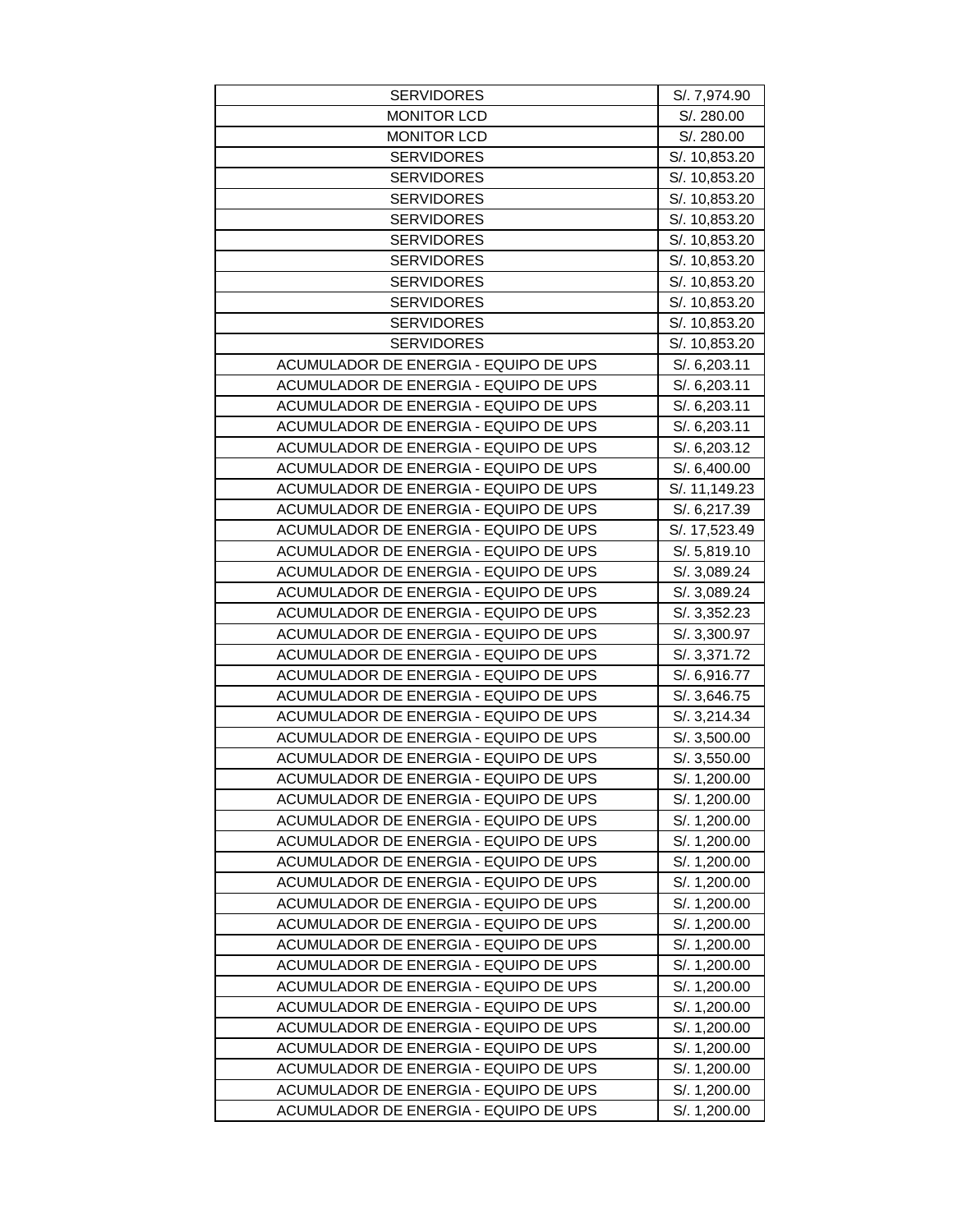| SERVIDORES | S/. 7,974.90 |
|---|---|
| MONITOR LCD | S/. 280.00 |
| MONITOR LCD | S/. 280.00 |
| SERVIDORES | S/. 10,853.20 |
| SERVIDORES | S/. 10,853.20 |
| SERVIDORES | S/. 10,853.20 |
| SERVIDORES | S/. 10,853.20 |
| SERVIDORES | S/. 10,853.20 |
| SERVIDORES | S/. 10,853.20 |
| SERVIDORES | S/. 10,853.20 |
| SERVIDORES | S/. 10,853.20 |
| SERVIDORES | S/. 10,853.20 |
| SERVIDORES | S/. 10,853.20 |
| ACUMULADOR DE ENERGIA - EQUIPO DE UPS | S/. 6,203.11 |
| ACUMULADOR DE ENERGIA - EQUIPO DE UPS | S/. 6,203.11 |
| ACUMULADOR DE ENERGIA - EQUIPO DE UPS | S/. 6,203.11 |
| ACUMULADOR DE ENERGIA - EQUIPO DE UPS | S/. 6,203.11 |
| ACUMULADOR DE ENERGIA - EQUIPO DE UPS | S/. 6,203.12 |
| ACUMULADOR DE ENERGIA - EQUIPO DE UPS | S/. 6,400.00 |
| ACUMULADOR DE ENERGIA - EQUIPO DE UPS | S/. 11,149.23 |
| ACUMULADOR DE ENERGIA - EQUIPO DE UPS | S/. 6,217.39 |
| ACUMULADOR DE ENERGIA - EQUIPO DE UPS | S/. 17,523.49 |
| ACUMULADOR DE ENERGIA - EQUIPO DE UPS | S/. 5,819.10 |
| ACUMULADOR DE ENERGIA - EQUIPO DE UPS | S/. 3,089.24 |
| ACUMULADOR DE ENERGIA - EQUIPO DE UPS | S/. 3,089.24 |
| ACUMULADOR DE ENERGIA - EQUIPO DE UPS | S/. 3,352.23 |
| ACUMULADOR DE ENERGIA - EQUIPO DE UPS | S/. 3,300.97 |
| ACUMULADOR DE ENERGIA - EQUIPO DE UPS | S/. 3,371.72 |
| ACUMULADOR DE ENERGIA - EQUIPO DE UPS | S/. 6,916.77 |
| ACUMULADOR DE ENERGIA - EQUIPO DE UPS | S/. 3,646.75 |
| ACUMULADOR DE ENERGIA - EQUIPO DE UPS | S/. 3,214.34 |
| ACUMULADOR DE ENERGIA - EQUIPO DE UPS | S/. 3,500.00 |
| ACUMULADOR DE ENERGIA - EQUIPO DE UPS | S/. 3,550.00 |
| ACUMULADOR DE ENERGIA - EQUIPO DE UPS | S/. 1,200.00 |
| ACUMULADOR DE ENERGIA - EQUIPO DE UPS | S/. 1,200.00 |
| ACUMULADOR DE ENERGIA - EQUIPO DE UPS | S/. 1,200.00 |
| ACUMULADOR DE ENERGIA - EQUIPO DE UPS | S/. 1,200.00 |
| ACUMULADOR DE ENERGIA - EQUIPO DE UPS | S/. 1,200.00 |
| ACUMULADOR DE ENERGIA - EQUIPO DE UPS | S/. 1,200.00 |
| ACUMULADOR DE ENERGIA - EQUIPO DE UPS | S/. 1,200.00 |
| ACUMULADOR DE ENERGIA - EQUIPO DE UPS | S/. 1,200.00 |
| ACUMULADOR DE ENERGIA - EQUIPO DE UPS | S/. 1,200.00 |
| ACUMULADOR DE ENERGIA - EQUIPO DE UPS | S/. 1,200.00 |
| ACUMULADOR DE ENERGIA - EQUIPO DE UPS | S/. 1,200.00 |
| ACUMULADOR DE ENERGIA - EQUIPO DE UPS | S/. 1,200.00 |
| ACUMULADOR DE ENERGIA - EQUIPO DE UPS | S/. 1,200.00 |
| ACUMULADOR DE ENERGIA - EQUIPO DE UPS | S/. 1,200.00 |
| ACUMULADOR DE ENERGIA - EQUIPO DE UPS | S/. 1,200.00 |
| ACUMULADOR DE ENERGIA - EQUIPO DE UPS | S/. 1,200.00 |
| ACUMULADOR DE ENERGIA - EQUIPO DE UPS | S/. 1,200.00 |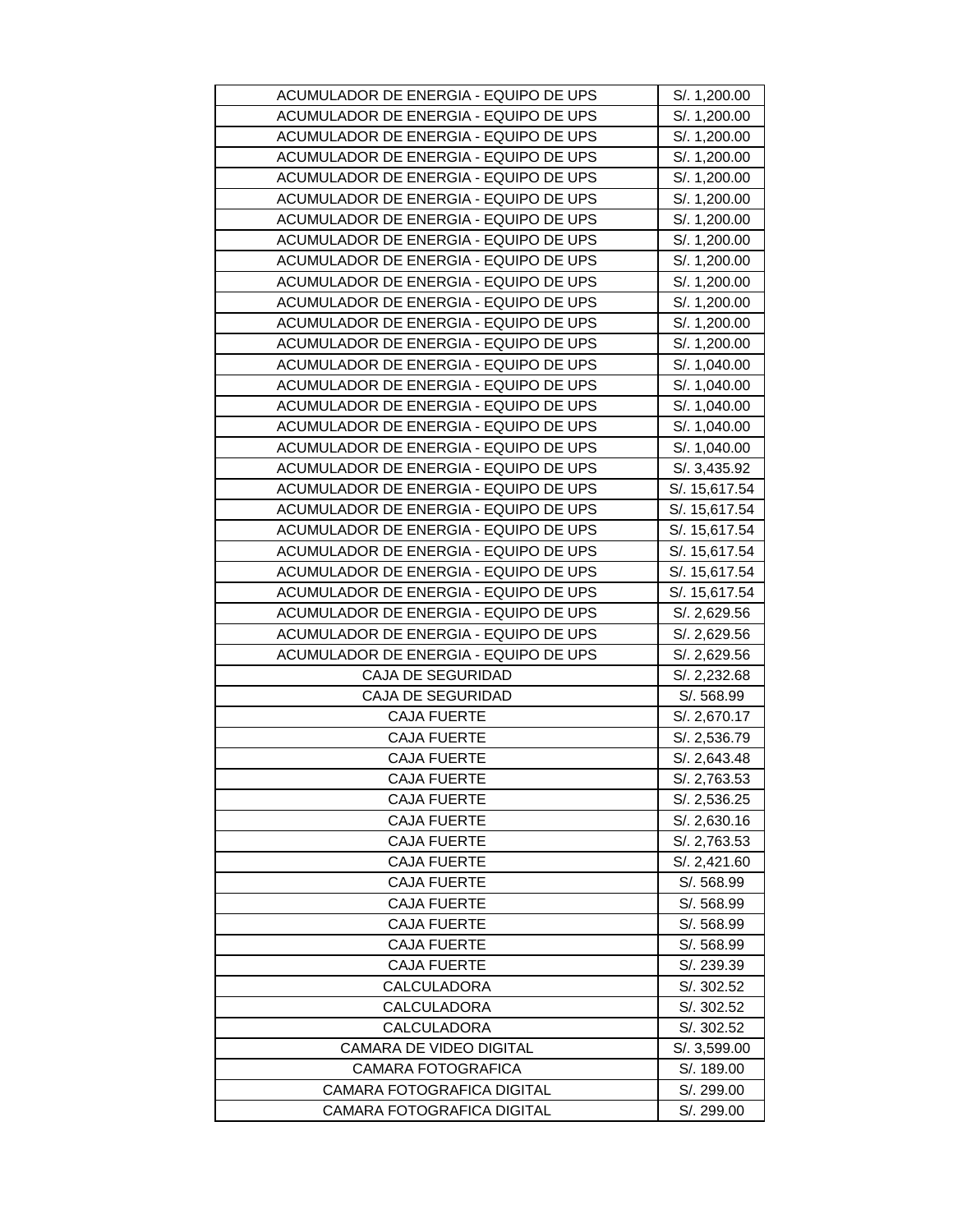| ACUMULADOR DE ENERGIA - EQUIPO DE UPS | S/. 1,200.00 |
|---|---|
| ACUMULADOR DE ENERGIA - EQUIPO DE UPS | S/. 1,200.00 |
| ACUMULADOR DE ENERGIA - EQUIPO DE UPS | S/. 1,200.00 |
| ACUMULADOR DE ENERGIA - EQUIPO DE UPS | S/. 1,200.00 |
| ACUMULADOR DE ENERGIA - EQUIPO DE UPS | S/. 1,200.00 |
| ACUMULADOR DE ENERGIA - EQUIPO DE UPS | S/. 1,200.00 |
| ACUMULADOR DE ENERGIA - EQUIPO DE UPS | S/. 1,200.00 |
| ACUMULADOR DE ENERGIA - EQUIPO DE UPS | S/. 1,200.00 |
| ACUMULADOR DE ENERGIA - EQUIPO DE UPS | S/. 1,200.00 |
| ACUMULADOR DE ENERGIA - EQUIPO DE UPS | S/. 1,200.00 |
| ACUMULADOR DE ENERGIA - EQUIPO DE UPS | S/. 1,200.00 |
| ACUMULADOR DE ENERGIA - EQUIPO DE UPS | S/. 1,200.00 |
| ACUMULADOR DE ENERGIA - EQUIPO DE UPS | S/. 1,200.00 |
| ACUMULADOR DE ENERGIA - EQUIPO DE UPS | S/. 1,040.00 |
| ACUMULADOR DE ENERGIA - EQUIPO DE UPS | S/. 1,040.00 |
| ACUMULADOR DE ENERGIA - EQUIPO DE UPS | S/. 1,040.00 |
| ACUMULADOR DE ENERGIA - EQUIPO DE UPS | S/. 1,040.00 |
| ACUMULADOR DE ENERGIA - EQUIPO DE UPS | S/. 1,040.00 |
| ACUMULADOR DE ENERGIA - EQUIPO DE UPS | S/. 3,435.92 |
| ACUMULADOR DE ENERGIA - EQUIPO DE UPS | S/. 15,617.54 |
| ACUMULADOR DE ENERGIA - EQUIPO DE UPS | S/. 15,617.54 |
| ACUMULADOR DE ENERGIA - EQUIPO DE UPS | S/. 15,617.54 |
| ACUMULADOR DE ENERGIA - EQUIPO DE UPS | S/. 15,617.54 |
| ACUMULADOR DE ENERGIA - EQUIPO DE UPS | S/. 15,617.54 |
| ACUMULADOR DE ENERGIA - EQUIPO DE UPS | S/. 15,617.54 |
| ACUMULADOR DE ENERGIA - EQUIPO DE UPS | S/. 2,629.56 |
| ACUMULADOR DE ENERGIA - EQUIPO DE UPS | S/. 2,629.56 |
| ACUMULADOR DE ENERGIA - EQUIPO DE UPS | S/. 2,629.56 |
| CAJA DE SEGURIDAD | S/. 2,232.68 |
| CAJA DE SEGURIDAD | S/. 568.99 |
| CAJA FUERTE | S/. 2,670.17 |
| CAJA FUERTE | S/. 2,536.79 |
| CAJA FUERTE | S/. 2,643.48 |
| CAJA FUERTE | S/. 2,763.53 |
| CAJA FUERTE | S/. 2,536.25 |
| CAJA FUERTE | S/. 2,630.16 |
| CAJA FUERTE | S/. 2,763.53 |
| CAJA FUERTE | S/. 2,421.60 |
| CAJA FUERTE | S/. 568.99 |
| CAJA FUERTE | S/. 568.99 |
| CAJA FUERTE | S/. 568.99 |
| CAJA FUERTE | S/. 568.99 |
| CAJA FUERTE | S/. 239.39 |
| CALCULADORA | S/. 302.52 |
| CALCULADORA | S/. 302.52 |
| CALCULADORA | S/. 302.52 |
| CAMARA DE VIDEO DIGITAL | S/. 3,599.00 |
| CAMARA FOTOGRAFICA | S/. 189.00 |
| CAMARA FOTOGRAFICA DIGITAL | S/. 299.00 |
| CAMARA FOTOGRAFICA DIGITAL | S/. 299.00 |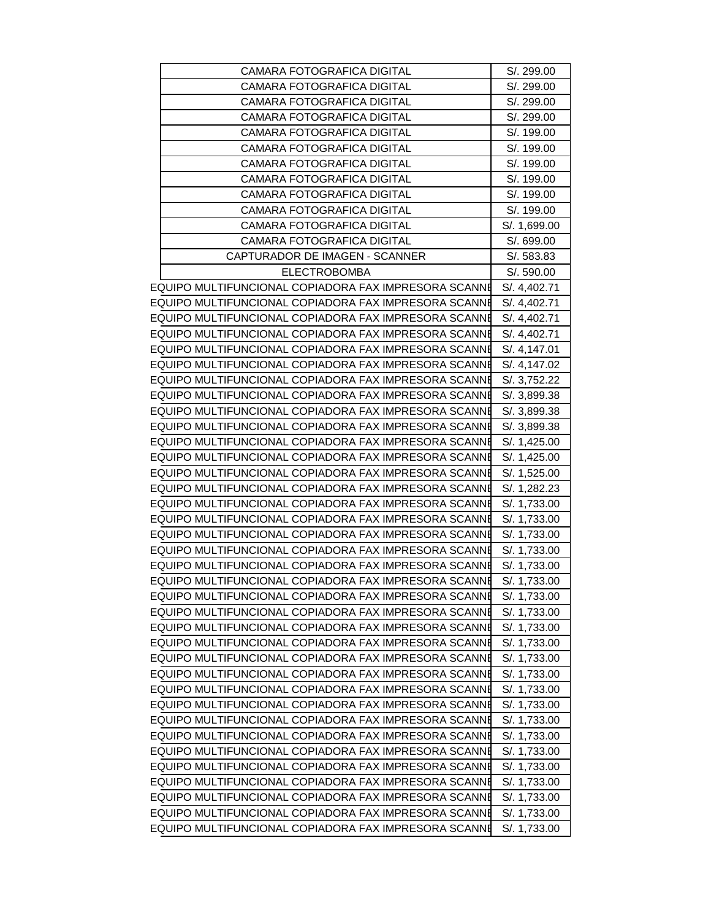| | |
|---|---|
| CAMARA FOTOGRAFICA DIGITAL | S/. 299.00 |
| CAMARA FOTOGRAFICA DIGITAL | S/. 299.00 |
| CAMARA FOTOGRAFICA DIGITAL | S/. 299.00 |
| CAMARA FOTOGRAFICA DIGITAL | S/. 299.00 |
| CAMARA FOTOGRAFICA DIGITAL | S/. 199.00 |
| CAMARA FOTOGRAFICA DIGITAL | S/. 199.00 |
| CAMARA FOTOGRAFICA DIGITAL | S/. 199.00 |
| CAMARA FOTOGRAFICA DIGITAL | S/. 199.00 |
| CAMARA FOTOGRAFICA DIGITAL | S/. 199.00 |
| CAMARA FOTOGRAFICA DIGITAL | S/. 199.00 |
| CAMARA FOTOGRAFICA DIGITAL | S/. 1,699.00 |
| CAMARA FOTOGRAFICA DIGITAL | S/. 699.00 |
| CAPTURADOR DE IMAGEN - SCANNER | S/. 583.83 |
| ELECTROBOMBA | S/. 590.00 |
| EQUIPO MULTIFUNCIONAL COPIADORA FAX IMPRESORA SCANNE | S/. 4,402.71 |
| EQUIPO MULTIFUNCIONAL COPIADORA FAX IMPRESORA SCANNE | S/. 4,402.71 |
| EQUIPO MULTIFUNCIONAL COPIADORA FAX IMPRESORA SCANNE | S/. 4,402.71 |
| EQUIPO MULTIFUNCIONAL COPIADORA FAX IMPRESORA SCANNE | S/. 4,402.71 |
| EQUIPO MULTIFUNCIONAL COPIADORA FAX IMPRESORA SCANNE | S/. 4,147.01 |
| EQUIPO MULTIFUNCIONAL COPIADORA FAX IMPRESORA SCANNE | S/. 4,147.02 |
| EQUIPO MULTIFUNCIONAL COPIADORA FAX IMPRESORA SCANNE | S/. 3,752.22 |
| EQUIPO MULTIFUNCIONAL COPIADORA FAX IMPRESORA SCANNE | S/. 3,899.38 |
| EQUIPO MULTIFUNCIONAL COPIADORA FAX IMPRESORA SCANNE | S/. 3,899.38 |
| EQUIPO MULTIFUNCIONAL COPIADORA FAX IMPRESORA SCANNE | S/. 3,899.38 |
| EQUIPO MULTIFUNCIONAL COPIADORA FAX IMPRESORA SCANNE | S/. 1,425.00 |
| EQUIPO MULTIFUNCIONAL COPIADORA FAX IMPRESORA SCANNE | S/. 1,425.00 |
| EQUIPO MULTIFUNCIONAL COPIADORA FAX IMPRESORA SCANNE | S/. 1,525.00 |
| EQUIPO MULTIFUNCIONAL COPIADORA FAX IMPRESORA SCANNE | S/. 1,282.23 |
| EQUIPO MULTIFUNCIONAL COPIADORA FAX IMPRESORA SCANNE | S/. 1,733.00 |
| EQUIPO MULTIFUNCIONAL COPIADORA FAX IMPRESORA SCANNE | S/. 1,733.00 |
| EQUIPO MULTIFUNCIONAL COPIADORA FAX IMPRESORA SCANNE | S/. 1,733.00 |
| EQUIPO MULTIFUNCIONAL COPIADORA FAX IMPRESORA SCANNE | S/. 1,733.00 |
| EQUIPO MULTIFUNCIONAL COPIADORA FAX IMPRESORA SCANNE | S/. 1,733.00 |
| EQUIPO MULTIFUNCIONAL COPIADORA FAX IMPRESORA SCANNE | S/. 1,733.00 |
| EQUIPO MULTIFUNCIONAL COPIADORA FAX IMPRESORA SCANNE | S/. 1,733.00 |
| EQUIPO MULTIFUNCIONAL COPIADORA FAX IMPRESORA SCANNE | S/. 1,733.00 |
| EQUIPO MULTIFUNCIONAL COPIADORA FAX IMPRESORA SCANNE | S/. 1,733.00 |
| EQUIPO MULTIFUNCIONAL COPIADORA FAX IMPRESORA SCANNE | S/. 1,733.00 |
| EQUIPO MULTIFUNCIONAL COPIADORA FAX IMPRESORA SCANNE | S/. 1,733.00 |
| EQUIPO MULTIFUNCIONAL COPIADORA FAX IMPRESORA SCANNE | S/. 1,733.00 |
| EQUIPO MULTIFUNCIONAL COPIADORA FAX IMPRESORA SCANNE | S/. 1,733.00 |
| EQUIPO MULTIFUNCIONAL COPIADORA FAX IMPRESORA SCANNE | S/. 1,733.00 |
| EQUIPO MULTIFUNCIONAL COPIADORA FAX IMPRESORA SCANNE | S/. 1,733.00 |
| EQUIPO MULTIFUNCIONAL COPIADORA FAX IMPRESORA SCANNE | S/. 1,733.00 |
| EQUIPO MULTIFUNCIONAL COPIADORA FAX IMPRESORA SCANNE | S/. 1,733.00 |
| EQUIPO MULTIFUNCIONAL COPIADORA FAX IMPRESORA SCANNE | S/. 1,733.00 |
| EQUIPO MULTIFUNCIONAL COPIADORA FAX IMPRESORA SCANNE | S/. 1,733.00 |
| EQUIPO MULTIFUNCIONAL COPIADORA FAX IMPRESORA SCANNE | S/. 1,733.00 |
| EQUIPO MULTIFUNCIONAL COPIADORA FAX IMPRESORA SCANNE | S/. 1,733.00 |
| EQUIPO MULTIFUNCIONAL COPIADORA FAX IMPRESORA SCANNE | S/. 1,733.00 |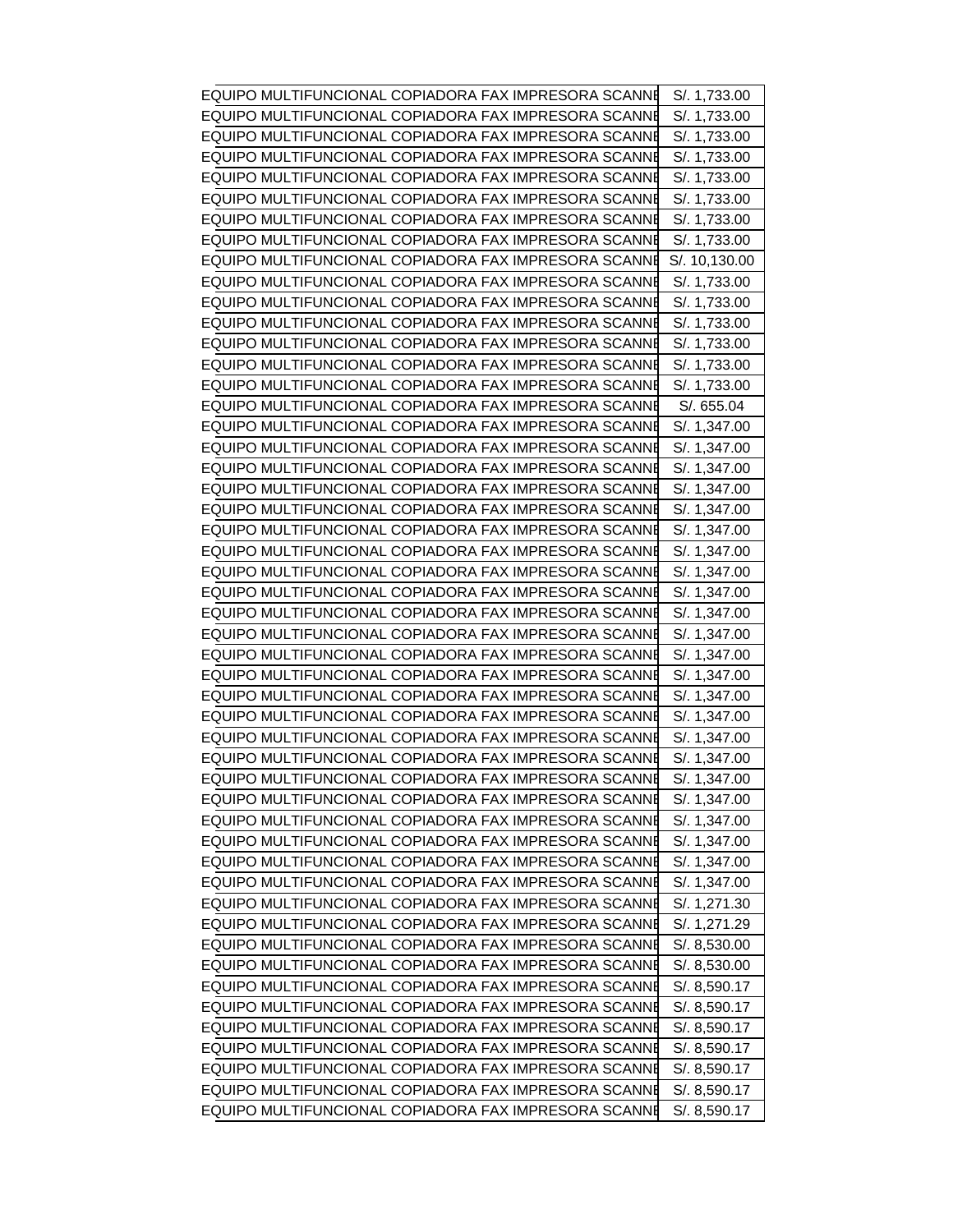| | |
|---|---|
| EQUIPO MULTIFUNCIONAL COPIADORA FAX IMPRESORA SCANNE | S/. 1,733.00 |
| EQUIPO MULTIFUNCIONAL COPIADORA FAX IMPRESORA SCANNE | S/. 1,733.00 |
| EQUIPO MULTIFUNCIONAL COPIADORA FAX IMPRESORA SCANNE | S/. 1,733.00 |
| EQUIPO MULTIFUNCIONAL COPIADORA FAX IMPRESORA SCANNE | S/. 1,733.00 |
| EQUIPO MULTIFUNCIONAL COPIADORA FAX IMPRESORA SCANNE | S/. 1,733.00 |
| EQUIPO MULTIFUNCIONAL COPIADORA FAX IMPRESORA SCANNE | S/. 1,733.00 |
| EQUIPO MULTIFUNCIONAL COPIADORA FAX IMPRESORA SCANNE | S/. 1,733.00 |
| EQUIPO MULTIFUNCIONAL COPIADORA FAX IMPRESORA SCANNE | S/. 1,733.00 |
| EQUIPO MULTIFUNCIONAL COPIADORA FAX IMPRESORA SCANNE | S/. 10,130.00 |
| EQUIPO MULTIFUNCIONAL COPIADORA FAX IMPRESORA SCANNE | S/. 1,733.00 |
| EQUIPO MULTIFUNCIONAL COPIADORA FAX IMPRESORA SCANNE | S/. 1,733.00 |
| EQUIPO MULTIFUNCIONAL COPIADORA FAX IMPRESORA SCANNE | S/. 1,733.00 |
| EQUIPO MULTIFUNCIONAL COPIADORA FAX IMPRESORA SCANNE | S/. 1,733.00 |
| EQUIPO MULTIFUNCIONAL COPIADORA FAX IMPRESORA SCANNE | S/. 1,733.00 |
| EQUIPO MULTIFUNCIONAL COPIADORA FAX IMPRESORA SCANNE | S/. 1,733.00 |
| EQUIPO MULTIFUNCIONAL COPIADORA FAX IMPRESORA SCANNE | S/. 655.04 |
| EQUIPO MULTIFUNCIONAL COPIADORA FAX IMPRESORA SCANNE | S/. 1,347.00 |
| EQUIPO MULTIFUNCIONAL COPIADORA FAX IMPRESORA SCANNE | S/. 1,347.00 |
| EQUIPO MULTIFUNCIONAL COPIADORA FAX IMPRESORA SCANNE | S/. 1,347.00 |
| EQUIPO MULTIFUNCIONAL COPIADORA FAX IMPRESORA SCANNE | S/. 1,347.00 |
| EQUIPO MULTIFUNCIONAL COPIADORA FAX IMPRESORA SCANNE | S/. 1,347.00 |
| EQUIPO MULTIFUNCIONAL COPIADORA FAX IMPRESORA SCANNE | S/. 1,347.00 |
| EQUIPO MULTIFUNCIONAL COPIADORA FAX IMPRESORA SCANNE | S/. 1,347.00 |
| EQUIPO MULTIFUNCIONAL COPIADORA FAX IMPRESORA SCANNE | S/. 1,347.00 |
| EQUIPO MULTIFUNCIONAL COPIADORA FAX IMPRESORA SCANNE | S/. 1,347.00 |
| EQUIPO MULTIFUNCIONAL COPIADORA FAX IMPRESORA SCANNE | S/. 1,347.00 |
| EQUIPO MULTIFUNCIONAL COPIADORA FAX IMPRESORA SCANNE | S/. 1,347.00 |
| EQUIPO MULTIFUNCIONAL COPIADORA FAX IMPRESORA SCANNE | S/. 1,347.00 |
| EQUIPO MULTIFUNCIONAL COPIADORA FAX IMPRESORA SCANNE | S/. 1,347.00 |
| EQUIPO MULTIFUNCIONAL COPIADORA FAX IMPRESORA SCANNE | S/. 1,347.00 |
| EQUIPO MULTIFUNCIONAL COPIADORA FAX IMPRESORA SCANNE | S/. 1,347.00 |
| EQUIPO MULTIFUNCIONAL COPIADORA FAX IMPRESORA SCANNE | S/. 1,347.00 |
| EQUIPO MULTIFUNCIONAL COPIADORA FAX IMPRESORA SCANNE | S/. 1,347.00 |
| EQUIPO MULTIFUNCIONAL COPIADORA FAX IMPRESORA SCANNE | S/. 1,347.00 |
| EQUIPO MULTIFUNCIONAL COPIADORA FAX IMPRESORA SCANNE | S/. 1,347.00 |
| EQUIPO MULTIFUNCIONAL COPIADORA FAX IMPRESORA SCANNE | S/. 1,347.00 |
| EQUIPO MULTIFUNCIONAL COPIADORA FAX IMPRESORA SCANNE | S/. 1,347.00 |
| EQUIPO MULTIFUNCIONAL COPIADORA FAX IMPRESORA SCANNE | S/. 1,347.00 |
| EQUIPO MULTIFUNCIONAL COPIADORA FAX IMPRESORA SCANNE | S/. 1,347.00 |
| EQUIPO MULTIFUNCIONAL COPIADORA FAX IMPRESORA SCANNE | S/. 1,271.30 |
| EQUIPO MULTIFUNCIONAL COPIADORA FAX IMPRESORA SCANNE | S/. 1,271.29 |
| EQUIPO MULTIFUNCIONAL COPIADORA FAX IMPRESORA SCANNE | S/. 8,530.00 |
| EQUIPO MULTIFUNCIONAL COPIADORA FAX IMPRESORA SCANNE | S/. 8,530.00 |
| EQUIPO MULTIFUNCIONAL COPIADORA FAX IMPRESORA SCANNE | S/. 8,590.17 |
| EQUIPO MULTIFUNCIONAL COPIADORA FAX IMPRESORA SCANNE | S/. 8,590.17 |
| EQUIPO MULTIFUNCIONAL COPIADORA FAX IMPRESORA SCANNE | S/. 8,590.17 |
| EQUIPO MULTIFUNCIONAL COPIADORA FAX IMPRESORA SCANNE | S/. 8,590.17 |
| EQUIPO MULTIFUNCIONAL COPIADORA FAX IMPRESORA SCANNE | S/. 8,590.17 |
| EQUIPO MULTIFUNCIONAL COPIADORA FAX IMPRESORA SCANNE | S/. 8,590.17 |
| EQUIPO MULTIFUNCIONAL COPIADORA FAX IMPRESORA SCANNE | S/. 8,590.17 |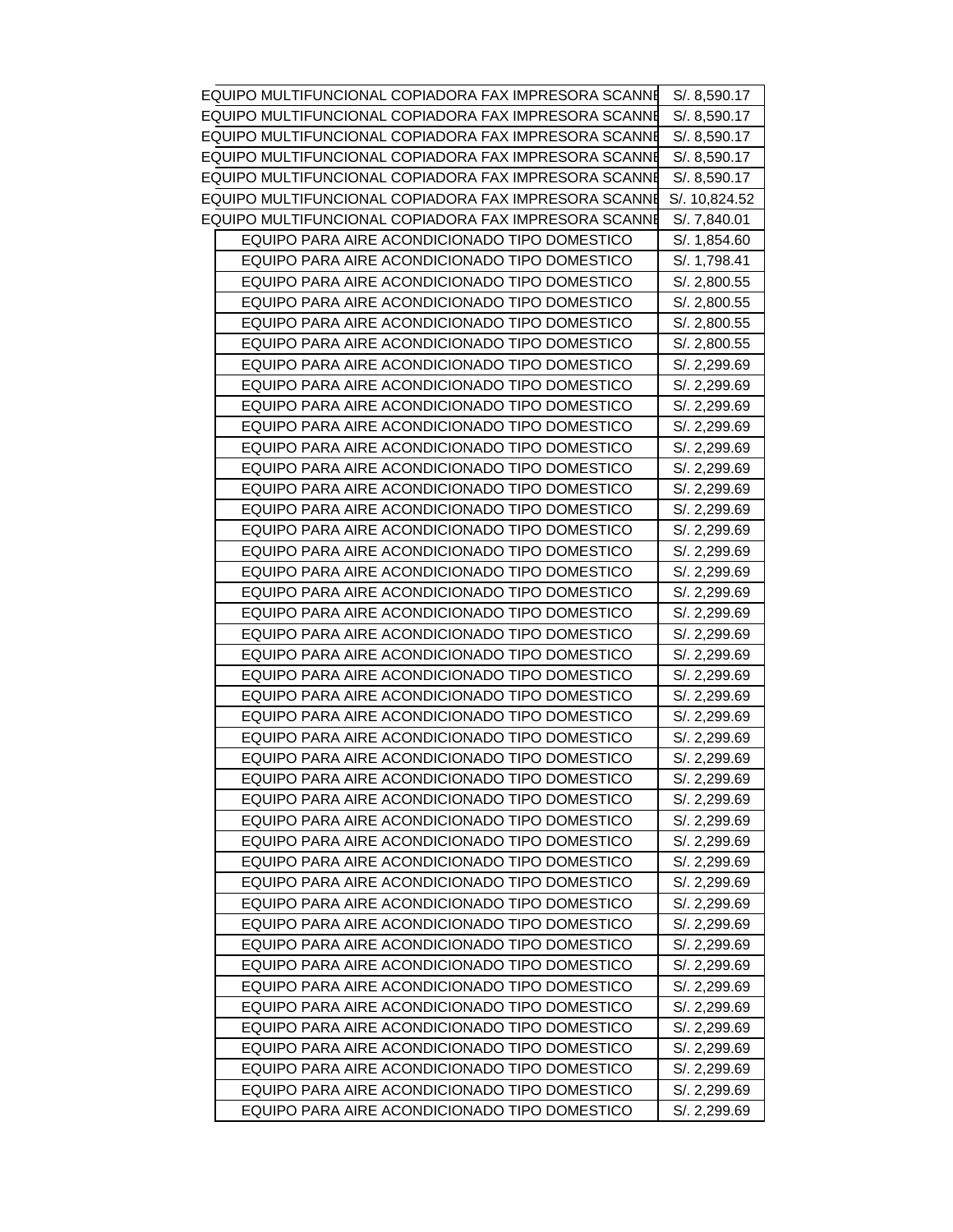| | |
|---|---|
| EQUIPO MULTIFUNCIONAL COPIADORA FAX IMPRESORA SCANNE | S/. 8,590.17 |
| EQUIPO MULTIFUNCIONAL COPIADORA FAX IMPRESORA SCANNE | S/. 8,590.17 |
| EQUIPO MULTIFUNCIONAL COPIADORA FAX IMPRESORA SCANNE | S/. 8,590.17 |
| EQUIPO MULTIFUNCIONAL COPIADORA FAX IMPRESORA SCANNE | S/. 8,590.17 |
| EQUIPO MULTIFUNCIONAL COPIADORA FAX IMPRESORA SCANNE | S/. 8,590.17 |
| EQUIPO MULTIFUNCIONAL COPIADORA FAX IMPRESORA SCANNE | S/. 10,824.52 |
| EQUIPO MULTIFUNCIONAL COPIADORA FAX IMPRESORA SCANNE | S/. 7,840.01 |
| EQUIPO PARA AIRE ACONDICIONADO TIPO DOMESTICO | S/. 1,854.60 |
| EQUIPO PARA AIRE ACONDICIONADO TIPO DOMESTICO | S/. 1,798.41 |
| EQUIPO PARA AIRE ACONDICIONADO TIPO DOMESTICO | S/. 2,800.55 |
| EQUIPO PARA AIRE ACONDICIONADO TIPO DOMESTICO | S/. 2,800.55 |
| EQUIPO PARA AIRE ACONDICIONADO TIPO DOMESTICO | S/. 2,800.55 |
| EQUIPO PARA AIRE ACONDICIONADO TIPO DOMESTICO | S/. 2,800.55 |
| EQUIPO PARA AIRE ACONDICIONADO TIPO DOMESTICO | S/. 2,299.69 |
| EQUIPO PARA AIRE ACONDICIONADO TIPO DOMESTICO | S/. 2,299.69 |
| EQUIPO PARA AIRE ACONDICIONADO TIPO DOMESTICO | S/. 2,299.69 |
| EQUIPO PARA AIRE ACONDICIONADO TIPO DOMESTICO | S/. 2,299.69 |
| EQUIPO PARA AIRE ACONDICIONADO TIPO DOMESTICO | S/. 2,299.69 |
| EQUIPO PARA AIRE ACONDICIONADO TIPO DOMESTICO | S/. 2,299.69 |
| EQUIPO PARA AIRE ACONDICIONADO TIPO DOMESTICO | S/. 2,299.69 |
| EQUIPO PARA AIRE ACONDICIONADO TIPO DOMESTICO | S/. 2,299.69 |
| EQUIPO PARA AIRE ACONDICIONADO TIPO DOMESTICO | S/. 2,299.69 |
| EQUIPO PARA AIRE ACONDICIONADO TIPO DOMESTICO | S/. 2,299.69 |
| EQUIPO PARA AIRE ACONDICIONADO TIPO DOMESTICO | S/. 2,299.69 |
| EQUIPO PARA AIRE ACONDICIONADO TIPO DOMESTICO | S/. 2,299.69 |
| EQUIPO PARA AIRE ACONDICIONADO TIPO DOMESTICO | S/. 2,299.69 |
| EQUIPO PARA AIRE ACONDICIONADO TIPO DOMESTICO | S/. 2,299.69 |
| EQUIPO PARA AIRE ACONDICIONADO TIPO DOMESTICO | S/. 2,299.69 |
| EQUIPO PARA AIRE ACONDICIONADO TIPO DOMESTICO | S/. 2,299.69 |
| EQUIPO PARA AIRE ACONDICIONADO TIPO DOMESTICO | S/. 2,299.69 |
| EQUIPO PARA AIRE ACONDICIONADO TIPO DOMESTICO | S/. 2,299.69 |
| EQUIPO PARA AIRE ACONDICIONADO TIPO DOMESTICO | S/. 2,299.69 |
| EQUIPO PARA AIRE ACONDICIONADO TIPO DOMESTICO | S/. 2,299.69 |
| EQUIPO PARA AIRE ACONDICIONADO TIPO DOMESTICO | S/. 2,299.69 |
| EQUIPO PARA AIRE ACONDICIONADO TIPO DOMESTICO | S/. 2,299.69 |
| EQUIPO PARA AIRE ACONDICIONADO TIPO DOMESTICO | S/. 2,299.69 |
| EQUIPO PARA AIRE ACONDICIONADO TIPO DOMESTICO | S/. 2,299.69 |
| EQUIPO PARA AIRE ACONDICIONADO TIPO DOMESTICO | S/. 2,299.69 |
| EQUIPO PARA AIRE ACONDICIONADO TIPO DOMESTICO | S/. 2,299.69 |
| EQUIPO PARA AIRE ACONDICIONADO TIPO DOMESTICO | S/. 2,299.69 |
| EQUIPO PARA AIRE ACONDICIONADO TIPO DOMESTICO | S/. 2,299.69 |
| EQUIPO PARA AIRE ACONDICIONADO TIPO DOMESTICO | S/. 2,299.69 |
| EQUIPO PARA AIRE ACONDICIONADO TIPO DOMESTICO | S/. 2,299.69 |
| EQUIPO PARA AIRE ACONDICIONADO TIPO DOMESTICO | S/. 2,299.69 |
| EQUIPO PARA AIRE ACONDICIONADO TIPO DOMESTICO | S/. 2,299.69 |
| EQUIPO PARA AIRE ACONDICIONADO TIPO DOMESTICO | S/. 2,299.69 |
| EQUIPO PARA AIRE ACONDICIONADO TIPO DOMESTICO | S/. 2,299.69 |
| EQUIPO PARA AIRE ACONDICIONADO TIPO DOMESTICO | S/. 2,299.69 |
| EQUIPO PARA AIRE ACONDICIONADO TIPO DOMESTICO | S/. 2,299.69 |
| EQUIPO PARA AIRE ACONDICIONADO TIPO DOMESTICO | S/. 2,299.69 |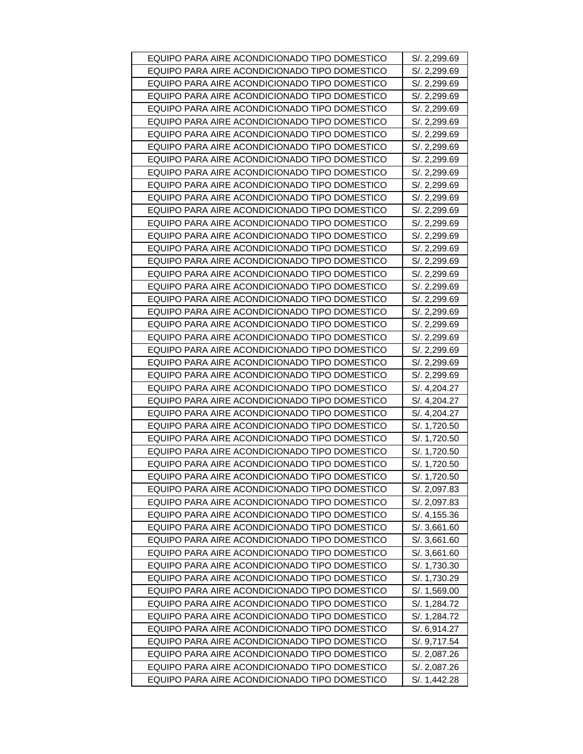| EQUIPO PARA AIRE ACONDICIONADO TIPO DOMESTICO | S/. 2,299.69 |
|---|---|
| EQUIPO PARA AIRE ACONDICIONADO TIPO DOMESTICO | S/. 2,299.69 |
| EQUIPO PARA AIRE ACONDICIONADO TIPO DOMESTICO | S/. 2,299.69 |
| EQUIPO PARA AIRE ACONDICIONADO TIPO DOMESTICO | S/. 2,299.69 |
| EQUIPO PARA AIRE ACONDICIONADO TIPO DOMESTICO | S/. 2,299.69 |
| EQUIPO PARA AIRE ACONDICIONADO TIPO DOMESTICO | S/. 2,299.69 |
| EQUIPO PARA AIRE ACONDICIONADO TIPO DOMESTICO | S/. 2,299.69 |
| EQUIPO PARA AIRE ACONDICIONADO TIPO DOMESTICO | S/. 2,299.69 |
| EQUIPO PARA AIRE ACONDICIONADO TIPO DOMESTICO | S/. 2,299.69 |
| EQUIPO PARA AIRE ACONDICIONADO TIPO DOMESTICO | S/. 2,299.69 |
| EQUIPO PARA AIRE ACONDICIONADO TIPO DOMESTICO | S/. 2,299.69 |
| EQUIPO PARA AIRE ACONDICIONADO TIPO DOMESTICO | S/. 2,299.69 |
| EQUIPO PARA AIRE ACONDICIONADO TIPO DOMESTICO | S/. 2,299.69 |
| EQUIPO PARA AIRE ACONDICIONADO TIPO DOMESTICO | S/. 2,299.69 |
| EQUIPO PARA AIRE ACONDICIONADO TIPO DOMESTICO | S/. 2,299.69 |
| EQUIPO PARA AIRE ACONDICIONADO TIPO DOMESTICO | S/. 2,299.69 |
| EQUIPO PARA AIRE ACONDICIONADO TIPO DOMESTICO | S/. 2,299.69 |
| EQUIPO PARA AIRE ACONDICIONADO TIPO DOMESTICO | S/. 2,299.69 |
| EQUIPO PARA AIRE ACONDICIONADO TIPO DOMESTICO | S/. 2,299.69 |
| EQUIPO PARA AIRE ACONDICIONADO TIPO DOMESTICO | S/. 2,299.69 |
| EQUIPO PARA AIRE ACONDICIONADO TIPO DOMESTICO | S/. 2,299.69 |
| EQUIPO PARA AIRE ACONDICIONADO TIPO DOMESTICO | S/. 2,299.69 |
| EQUIPO PARA AIRE ACONDICIONADO TIPO DOMESTICO | S/. 2,299.69 |
| EQUIPO PARA AIRE ACONDICIONADO TIPO DOMESTICO | S/. 2,299.69 |
| EQUIPO PARA AIRE ACONDICIONADO TIPO DOMESTICO | S/. 2,299.69 |
| EQUIPO PARA AIRE ACONDICIONADO TIPO DOMESTICO | S/. 2,299.69 |
| EQUIPO PARA AIRE ACONDICIONADO TIPO DOMESTICO | S/. 4,204.27 |
| EQUIPO PARA AIRE ACONDICIONADO TIPO DOMESTICO | S/. 4,204.27 |
| EQUIPO PARA AIRE ACONDICIONADO TIPO DOMESTICO | S/. 4,204.27 |
| EQUIPO PARA AIRE ACONDICIONADO TIPO DOMESTICO | S/. 1,720.50 |
| EQUIPO PARA AIRE ACONDICIONADO TIPO DOMESTICO | S/. 1,720.50 |
| EQUIPO PARA AIRE ACONDICIONADO TIPO DOMESTICO | S/. 1,720.50 |
| EQUIPO PARA AIRE ACONDICIONADO TIPO DOMESTICO | S/. 1,720.50 |
| EQUIPO PARA AIRE ACONDICIONADO TIPO DOMESTICO | S/. 1,720.50 |
| EQUIPO PARA AIRE ACONDICIONADO TIPO DOMESTICO | S/. 2,097.83 |
| EQUIPO PARA AIRE ACONDICIONADO TIPO DOMESTICO | S/. 2,097.83 |
| EQUIPO PARA AIRE ACONDICIONADO TIPO DOMESTICO | S/. 4,155.36 |
| EQUIPO PARA AIRE ACONDICIONADO TIPO DOMESTICO | S/. 3,661.60 |
| EQUIPO PARA AIRE ACONDICIONADO TIPO DOMESTICO | S/. 3,661.60 |
| EQUIPO PARA AIRE ACONDICIONADO TIPO DOMESTICO | S/. 3,661.60 |
| EQUIPO PARA AIRE ACONDICIONADO TIPO DOMESTICO | S/. 1,730.30 |
| EQUIPO PARA AIRE ACONDICIONADO TIPO DOMESTICO | S/. 1,730.29 |
| EQUIPO PARA AIRE ACONDICIONADO TIPO DOMESTICO | S/. 1,569.00 |
| EQUIPO PARA AIRE ACONDICIONADO TIPO DOMESTICO | S/. 1,284.72 |
| EQUIPO PARA AIRE ACONDICIONADO TIPO DOMESTICO | S/. 1,284.72 |
| EQUIPO PARA AIRE ACONDICIONADO TIPO DOMESTICO | S/. 6,914.27 |
| EQUIPO PARA AIRE ACONDICIONADO TIPO DOMESTICO | S/. 9,717.54 |
| EQUIPO PARA AIRE ACONDICIONADO TIPO DOMESTICO | S/. 2,087.26 |
| EQUIPO PARA AIRE ACONDICIONADO TIPO DOMESTICO | S/. 2,087.26 |
| EQUIPO PARA AIRE ACONDICIONADO TIPO DOMESTICO | S/. 1,442.28 |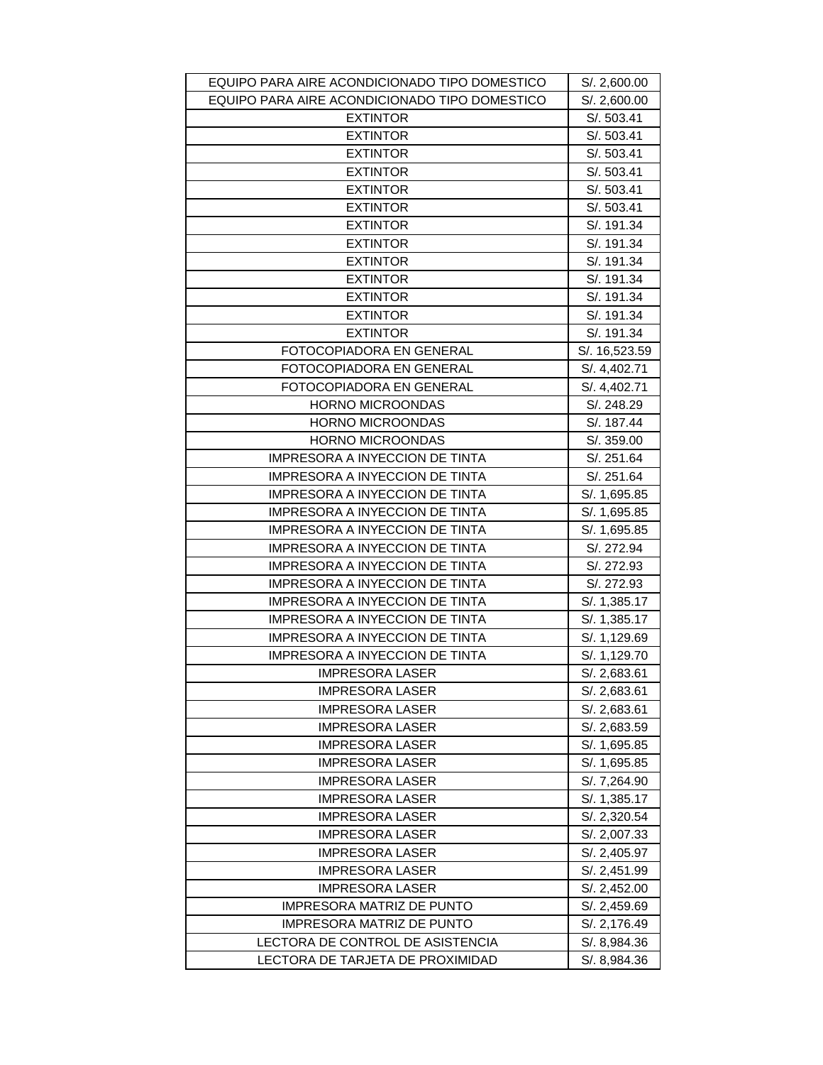| EQUIPO PARA AIRE ACONDICIONADO TIPO DOMESTICO | S/. 2,600.00 |
|---|---|
| EQUIPO PARA AIRE ACONDICIONADO TIPO DOMESTICO | S/. 2,600.00 |
| EXTINTOR | S/. 503.41 |
| EXTINTOR | S/. 503.41 |
| EXTINTOR | S/. 503.41 |
| EXTINTOR | S/. 503.41 |
| EXTINTOR | S/. 503.41 |
| EXTINTOR | S/. 503.41 |
| EXTINTOR | S/. 191.34 |
| EXTINTOR | S/. 191.34 |
| EXTINTOR | S/. 191.34 |
| EXTINTOR | S/. 191.34 |
| EXTINTOR | S/. 191.34 |
| EXTINTOR | S/. 191.34 |
| EXTINTOR | S/. 191.34 |
| FOTOCOPIADORA EN GENERAL | S/. 16,523.59 |
| FOTOCOPIADORA EN GENERAL | S/. 4,402.71 |
| FOTOCOPIADORA EN GENERAL | S/. 4,402.71 |
| HORNO MICROONDAS | S/. 248.29 |
| HORNO MICROONDAS | S/. 187.44 |
| HORNO MICROONDAS | S/. 359.00 |
| IMPRESORA A INYECCION DE TINTA | S/. 251.64 |
| IMPRESORA A INYECCION DE TINTA | S/. 251.64 |
| IMPRESORA A INYECCION DE TINTA | S/. 1,695.85 |
| IMPRESORA A INYECCION DE TINTA | S/. 1,695.85 |
| IMPRESORA A INYECCION DE TINTA | S/. 1,695.85 |
| IMPRESORA A INYECCION DE TINTA | S/. 272.94 |
| IMPRESORA A INYECCION DE TINTA | S/. 272.93 |
| IMPRESORA A INYECCION DE TINTA | S/. 272.93 |
| IMPRESORA A INYECCION DE TINTA | S/. 1,385.17 |
| IMPRESORA A INYECCION DE TINTA | S/. 1,385.17 |
| IMPRESORA A INYECCION DE TINTA | S/. 1,129.69 |
| IMPRESORA A INYECCION DE TINTA | S/. 1,129.70 |
| IMPRESORA LASER | S/. 2,683.61 |
| IMPRESORA LASER | S/. 2,683.61 |
| IMPRESORA LASER | S/. 2,683.61 |
| IMPRESORA LASER | S/. 2,683.59 |
| IMPRESORA LASER | S/. 1,695.85 |
| IMPRESORA LASER | S/. 1,695.85 |
| IMPRESORA LASER | S/. 7,264.90 |
| IMPRESORA LASER | S/. 1,385.17 |
| IMPRESORA LASER | S/. 2,320.54 |
| IMPRESORA LASER | S/. 2,007.33 |
| IMPRESORA LASER | S/. 2,405.97 |
| IMPRESORA LASER | S/. 2,451.99 |
| IMPRESORA LASER | S/. 2,452.00 |
| IMPRESORA MATRIZ DE PUNTO | S/. 2,459.69 |
| IMPRESORA MATRIZ DE PUNTO | S/. 2,176.49 |
| LECTORA DE CONTROL DE ASISTENCIA | S/. 8,984.36 |
| LECTORA DE TARJETA DE PROXIMIDAD | S/. 8,984.36 |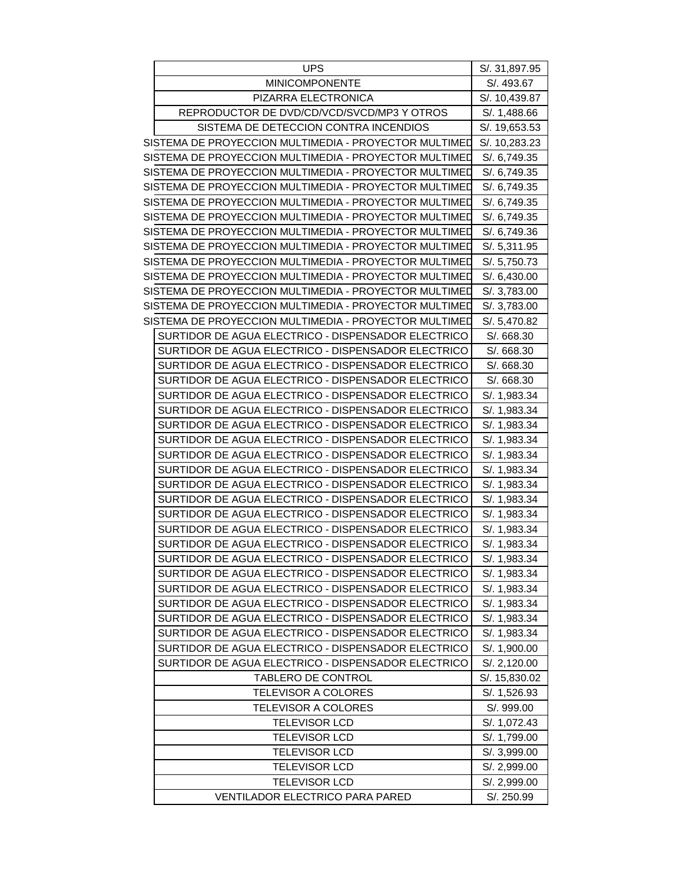| | |
|---|---|
| UPS | S/. 31,897.95 |
| MINICOMPONENTE | S/. 493.67 |
| PIZARRA ELECTRONICA | S/. 10,439.87 |
| REPRODUCTOR DE DVD/CD/VCD/SVCD/MP3 Y OTROS | S/. 1,488.66 |
| SISTEMA DE DETECCION CONTRA INCENDIOS | S/. 19,653.53 |
| SISTEMA DE PROYECCION MULTIMEDIA - PROYECTOR MULTIMED | S/. 10,283.23 |
| SISTEMA DE PROYECCION MULTIMEDIA - PROYECTOR MULTIMED | S/. 6,749.35 |
| SISTEMA DE PROYECCION MULTIMEDIA - PROYECTOR MULTIMED | S/. 6,749.35 |
| SISTEMA DE PROYECCION MULTIMEDIA - PROYECTOR MULTIMED | S/. 6,749.35 |
| SISTEMA DE PROYECCION MULTIMEDIA - PROYECTOR MULTIMED | S/. 6,749.35 |
| SISTEMA DE PROYECCION MULTIMEDIA - PROYECTOR MULTIMED | S/. 6,749.35 |
| SISTEMA DE PROYECCION MULTIMEDIA - PROYECTOR MULTIMED | S/. 6,749.36 |
| SISTEMA DE PROYECCION MULTIMEDIA - PROYECTOR MULTIMED | S/. 5,311.95 |
| SISTEMA DE PROYECCION MULTIMEDIA - PROYECTOR MULTIMED | S/. 5,750.73 |
| SISTEMA DE PROYECCION MULTIMEDIA - PROYECTOR MULTIMED | S/. 6,430.00 |
| SISTEMA DE PROYECCION MULTIMEDIA - PROYECTOR MULTIMED | S/. 3,783.00 |
| SISTEMA DE PROYECCION MULTIMEDIA - PROYECTOR MULTIMED | S/. 3,783.00 |
| SISTEMA DE PROYECCION MULTIMEDIA - PROYECTOR MULTIMED | S/. 5,470.82 |
| SURTIDOR DE AGUA ELECTRICO - DISPENSADOR ELECTRICO | S/. 668.30 |
| SURTIDOR DE AGUA ELECTRICO - DISPENSADOR ELECTRICO | S/. 668.30 |
| SURTIDOR DE AGUA ELECTRICO - DISPENSADOR ELECTRICO | S/. 668.30 |
| SURTIDOR DE AGUA ELECTRICO - DISPENSADOR ELECTRICO | S/. 668.30 |
| SURTIDOR DE AGUA ELECTRICO - DISPENSADOR ELECTRICO | S/. 1,983.34 |
| SURTIDOR DE AGUA ELECTRICO - DISPENSADOR ELECTRICO | S/. 1,983.34 |
| SURTIDOR DE AGUA ELECTRICO - DISPENSADOR ELECTRICO | S/. 1,983.34 |
| SURTIDOR DE AGUA ELECTRICO - DISPENSADOR ELECTRICO | S/. 1,983.34 |
| SURTIDOR DE AGUA ELECTRICO - DISPENSADOR ELECTRICO | S/. 1,983.34 |
| SURTIDOR DE AGUA ELECTRICO - DISPENSADOR ELECTRICO | S/. 1,983.34 |
| SURTIDOR DE AGUA ELECTRICO - DISPENSADOR ELECTRICO | S/. 1,983.34 |
| SURTIDOR DE AGUA ELECTRICO - DISPENSADOR ELECTRICO | S/. 1,983.34 |
| SURTIDOR DE AGUA ELECTRICO - DISPENSADOR ELECTRICO | S/. 1,983.34 |
| SURTIDOR DE AGUA ELECTRICO - DISPENSADOR ELECTRICO | S/. 1,983.34 |
| SURTIDOR DE AGUA ELECTRICO - DISPENSADOR ELECTRICO | S/. 1,983.34 |
| SURTIDOR DE AGUA ELECTRICO - DISPENSADOR ELECTRICO | S/. 1,983.34 |
| SURTIDOR DE AGUA ELECTRICO - DISPENSADOR ELECTRICO | S/. 1,983.34 |
| SURTIDOR DE AGUA ELECTRICO - DISPENSADOR ELECTRICO | S/. 1,983.34 |
| SURTIDOR DE AGUA ELECTRICO - DISPENSADOR ELECTRICO | S/. 1,983.34 |
| SURTIDOR DE AGUA ELECTRICO - DISPENSADOR ELECTRICO | S/. 1,983.34 |
| SURTIDOR DE AGUA ELECTRICO - DISPENSADOR ELECTRICO | S/. 1,983.34 |
| SURTIDOR DE AGUA ELECTRICO - DISPENSADOR ELECTRICO | S/. 1,900.00 |
| SURTIDOR DE AGUA ELECTRICO - DISPENSADOR ELECTRICO | S/. 2,120.00 |
| TABLERO DE CONTROL | S/. 15,830.02 |
| TELEVISOR A COLORES | S/. 1,526.93 |
| TELEVISOR A COLORES | S/. 999.00 |
| TELEVISOR LCD | S/. 1,072.43 |
| TELEVISOR LCD | S/. 1,799.00 |
| TELEVISOR LCD | S/. 3,999.00 |
| TELEVISOR LCD | S/. 2,999.00 |
| TELEVISOR LCD | S/. 2,999.00 |
| VENTILADOR ELECTRICO PARA PARED | S/. 250.99 |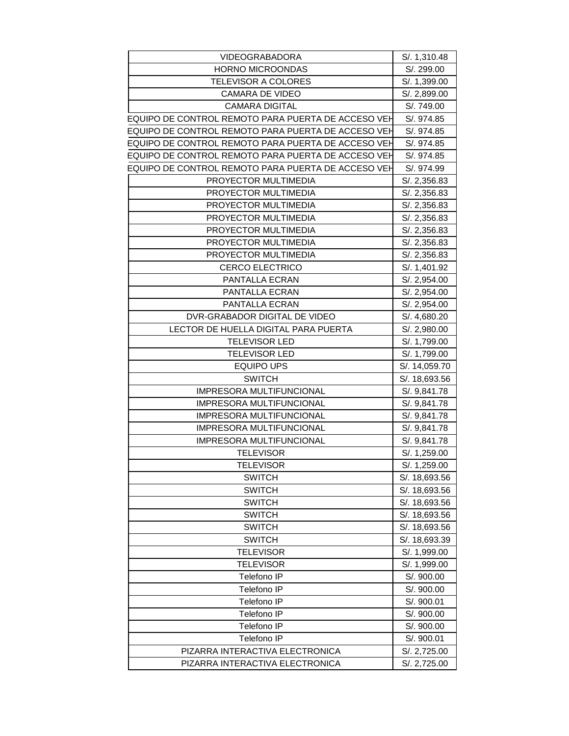| | |
|---|---|
| VIDEOGRABADORA | S/. 1,310.48 |
| HORNO MICROONDAS | S/. 299.00 |
| TELEVISOR A COLORES | S/. 1,399.00 |
| CAMARA DE VIDEO | S/. 2,899.00 |
| CAMARA DIGITAL | S/. 749.00 |
| EQUIPO DE CONTROL REMOTO PARA PUERTA DE ACCESO VEH | S/. 974.85 |
| EQUIPO DE CONTROL REMOTO PARA PUERTA DE ACCESO VEH | S/. 974.85 |
| EQUIPO DE CONTROL REMOTO PARA PUERTA DE ACCESO VEH | S/. 974.85 |
| EQUIPO DE CONTROL REMOTO PARA PUERTA DE ACCESO VEH | S/. 974.85 |
| EQUIPO DE CONTROL REMOTO PARA PUERTA DE ACCESO VEH | S/. 974.99 |
| PROYECTOR MULTIMEDIA | S/. 2,356.83 |
| PROYECTOR MULTIMEDIA | S/. 2,356.83 |
| PROYECTOR MULTIMEDIA | S/. 2,356.83 |
| PROYECTOR MULTIMEDIA | S/. 2,356.83 |
| PROYECTOR MULTIMEDIA | S/. 2,356.83 |
| PROYECTOR MULTIMEDIA | S/. 2,356.83 |
| PROYECTOR MULTIMEDIA | S/. 2,356.83 |
| CERCO ELECTRICO | S/. 1,401.92 |
| PANTALLA ECRAN | S/. 2,954.00 |
| PANTALLA ECRAN | S/. 2,954.00 |
| PANTALLA ECRAN | S/. 2,954.00 |
| DVR-GRABADOR DIGITAL DE VIDEO | S/. 4,680.20 |
| LECTOR DE HUELLA DIGITAL PARA PUERTA | S/. 2,980.00 |
| TELEVISOR LED | S/. 1,799.00 |
| TELEVISOR LED | S/. 1,799.00 |
| EQUIPO UPS | S/. 14,059.70 |
| SWITCH | S/. 18,693.56 |
| IMPRESORA MULTIFUNCIONAL | S/. 9,841.78 |
| IMPRESORA MULTIFUNCIONAL | S/. 9,841.78 |
| IMPRESORA MULTIFUNCIONAL | S/. 9,841.78 |
| IMPRESORA MULTIFUNCIONAL | S/. 9,841.78 |
| IMPRESORA MULTIFUNCIONAL | S/. 9,841.78 |
| TELEVISOR | S/. 1,259.00 |
| TELEVISOR | S/. 1,259.00 |
| SWITCH | S/. 18,693.56 |
| SWITCH | S/. 18,693.56 |
| SWITCH | S/. 18,693.56 |
| SWITCH | S/. 18,693.56 |
| SWITCH | S/. 18,693.56 |
| SWITCH | S/. 18,693.39 |
| TELEVISOR | S/. 1,999.00 |
| TELEVISOR | S/. 1,999.00 |
| Telefono IP | S/. 900.00 |
| Telefono IP | S/. 900.00 |
| Telefono IP | S/. 900.01 |
| Telefono IP | S/. 900.00 |
| Telefono IP | S/. 900.00 |
| Telefono IP | S/. 900.01 |
| PIZARRA INTERACTIVA ELECTRONICA | S/. 2,725.00 |
| PIZARRA INTERACTIVA ELECTRONICA | S/. 2,725.00 |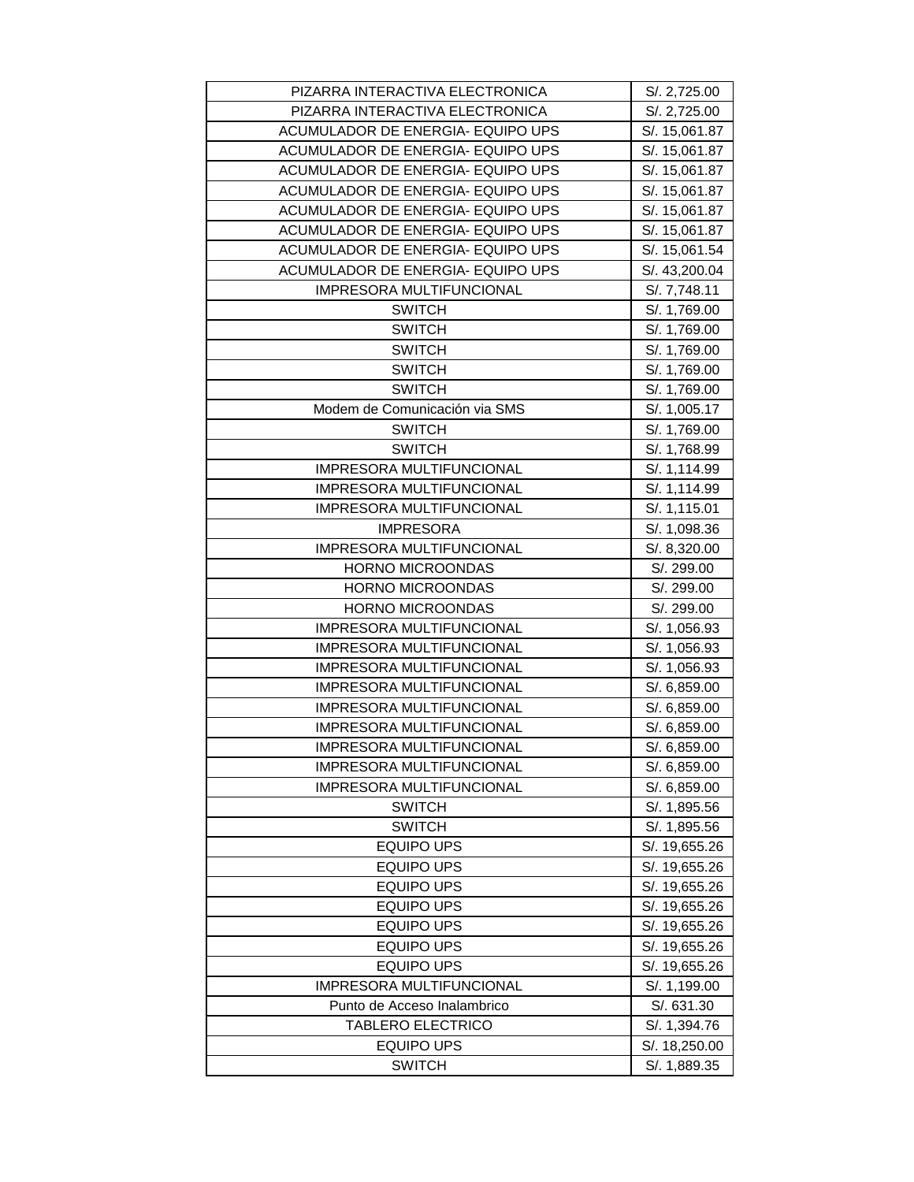| PIZARRA INTERACTIVA ELECTRONICA | S/. 2,725.00 |
|---|---|
| PIZARRA INTERACTIVA ELECTRONICA | S/. 2,725.00 |
| ACUMULADOR DE ENERGIA- EQUIPO UPS | S/. 15,061.87 |
| ACUMULADOR DE ENERGIA- EQUIPO UPS | S/. 15,061.87 |
| ACUMULADOR DE ENERGIA- EQUIPO UPS | S/. 15,061.87 |
| ACUMULADOR DE ENERGIA- EQUIPO UPS | S/. 15,061.87 |
| ACUMULADOR DE ENERGIA- EQUIPO UPS | S/. 15,061.87 |
| ACUMULADOR DE ENERGIA- EQUIPO UPS | S/. 15,061.87 |
| ACUMULADOR DE ENERGIA- EQUIPO UPS | S/. 15,061.54 |
| ACUMULADOR DE ENERGIA- EQUIPO UPS | S/. 43,200.04 |
| IMPRESORA MULTIFUNCIONAL | S/. 7,748.11 |
| SWITCH | S/. 1,769.00 |
| SWITCH | S/. 1,769.00 |
| SWITCH | S/. 1,769.00 |
| SWITCH | S/. 1,769.00 |
| SWITCH | S/. 1,769.00 |
| Modem de Comunicación via SMS | S/. 1,005.17 |
| SWITCH | S/. 1,769.00 |
| SWITCH | S/. 1,768.99 |
| IMPRESORA MULTIFUNCIONAL | S/. 1,114.99 |
| IMPRESORA MULTIFUNCIONAL | S/. 1,114.99 |
| IMPRESORA MULTIFUNCIONAL | S/. 1,115.01 |
| IMPRESORA | S/. 1,098.36 |
| IMPRESORA MULTIFUNCIONAL | S/. 8,320.00 |
| HORNO MICROONDAS | S/. 299.00 |
| HORNO MICROONDAS | S/. 299.00 |
| HORNO MICROONDAS | S/. 299.00 |
| IMPRESORA MULTIFUNCIONAL | S/. 1,056.93 |
| IMPRESORA MULTIFUNCIONAL | S/. 1,056.93 |
| IMPRESORA MULTIFUNCIONAL | S/. 1,056.93 |
| IMPRESORA MULTIFUNCIONAL | S/. 6,859.00 |
| IMPRESORA MULTIFUNCIONAL | S/. 6,859.00 |
| IMPRESORA MULTIFUNCIONAL | S/. 6,859.00 |
| IMPRESORA MULTIFUNCIONAL | S/. 6,859.00 |
| IMPRESORA MULTIFUNCIONAL | S/. 6,859.00 |
| IMPRESORA MULTIFUNCIONAL | S/. 6,859.00 |
| SWITCH | S/. 1,895.56 |
| SWITCH | S/. 1,895.56 |
| EQUIPO UPS | S/. 19,655.26 |
| EQUIPO UPS | S/. 19,655.26 |
| EQUIPO UPS | S/. 19,655.26 |
| EQUIPO UPS | S/. 19,655.26 |
| EQUIPO UPS | S/. 19,655.26 |
| EQUIPO UPS | S/. 19,655.26 |
| EQUIPO UPS | S/. 19,655.26 |
| IMPRESORA MULTIFUNCIONAL | S/. 1,199.00 |
| Punto de Acceso Inalambrico | S/. 631.30 |
| TABLERO ELECTRICO | S/. 1,394.76 |
| EQUIPO UPS | S/. 18,250.00 |
| SWITCH | S/. 1,889.35 |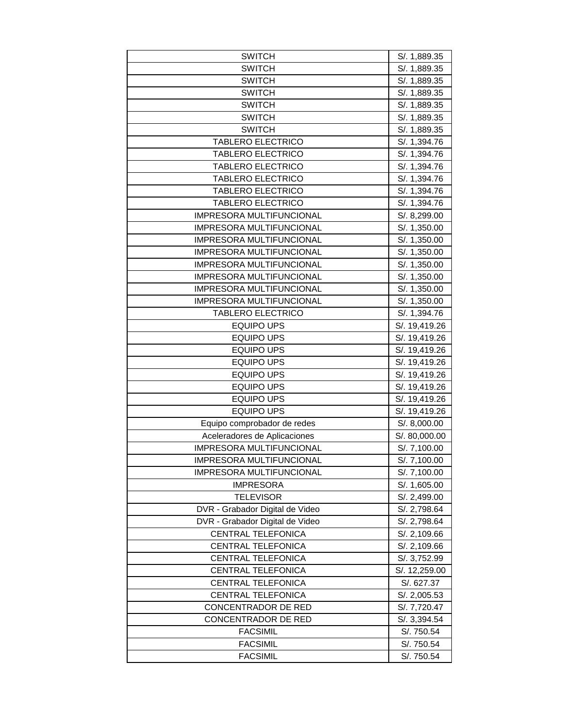| | |
|---|---|
| SWITCH | S/. 1,889.35 |
| SWITCH | S/. 1,889.35 |
| SWITCH | S/. 1,889.35 |
| SWITCH | S/. 1,889.35 |
| SWITCH | S/. 1,889.35 |
| SWITCH | S/. 1,889.35 |
| SWITCH | S/. 1,889.35 |
| TABLERO ELECTRICO | S/. 1,394.76 |
| TABLERO ELECTRICO | S/. 1,394.76 |
| TABLERO ELECTRICO | S/. 1,394.76 |
| TABLERO ELECTRICO | S/. 1,394.76 |
| TABLERO ELECTRICO | S/. 1,394.76 |
| TABLERO ELECTRICO | S/. 1,394.76 |
| IMPRESORA MULTIFUNCIONAL | S/. 8,299.00 |
| IMPRESORA MULTIFUNCIONAL | S/. 1,350.00 |
| IMPRESORA MULTIFUNCIONAL | S/. 1,350.00 |
| IMPRESORA MULTIFUNCIONAL | S/. 1,350.00 |
| IMPRESORA MULTIFUNCIONAL | S/. 1,350.00 |
| IMPRESORA MULTIFUNCIONAL | S/. 1,350.00 |
| IMPRESORA MULTIFUNCIONAL | S/. 1,350.00 |
| IMPRESORA MULTIFUNCIONAL | S/. 1,350.00 |
| TABLERO ELECTRICO | S/. 1,394.76 |
| EQUIPO UPS | S/. 19,419.26 |
| EQUIPO UPS | S/. 19,419.26 |
| EQUIPO UPS | S/. 19,419.26 |
| EQUIPO UPS | S/. 19,419.26 |
| EQUIPO UPS | S/. 19,419.26 |
| EQUIPO UPS | S/. 19,419.26 |
| EQUIPO UPS | S/. 19,419.26 |
| EQUIPO UPS | S/. 19,419.26 |
| Equipo comprobador de redes | S/. 8,000.00 |
| Aceleradores de Aplicaciones | S/. 80,000.00 |
| IMPRESORA MULTIFUNCIONAL | S/. 7,100.00 |
| IMPRESORA MULTIFUNCIONAL | S/. 7,100.00 |
| IMPRESORA MULTIFUNCIONAL | S/. 7,100.00 |
| IMPRESORA | S/. 1,605.00 |
| TELEVISOR | S/. 2,499.00 |
| DVR - Grabador Digital de Video | S/. 2,798.64 |
| DVR - Grabador Digital de Video | S/. 2,798.64 |
| CENTRAL TELEFONICA | S/. 2,109.66 |
| CENTRAL TELEFONICA | S/. 2,109.66 |
| CENTRAL TELEFONICA | S/. 3,752.99 |
| CENTRAL TELEFONICA | S/. 12,259.00 |
| CENTRAL TELEFONICA | S/. 627.37 |
| CENTRAL TELEFONICA | S/. 2,005.53 |
| CONCENTRADOR DE RED | S/. 7,720.47 |
| CONCENTRADOR DE RED | S/. 3,394.54 |
| FACSIMIL | S/. 750.54 |
| FACSIMIL | S/. 750.54 |
| FACSIMIL | S/. 750.54 |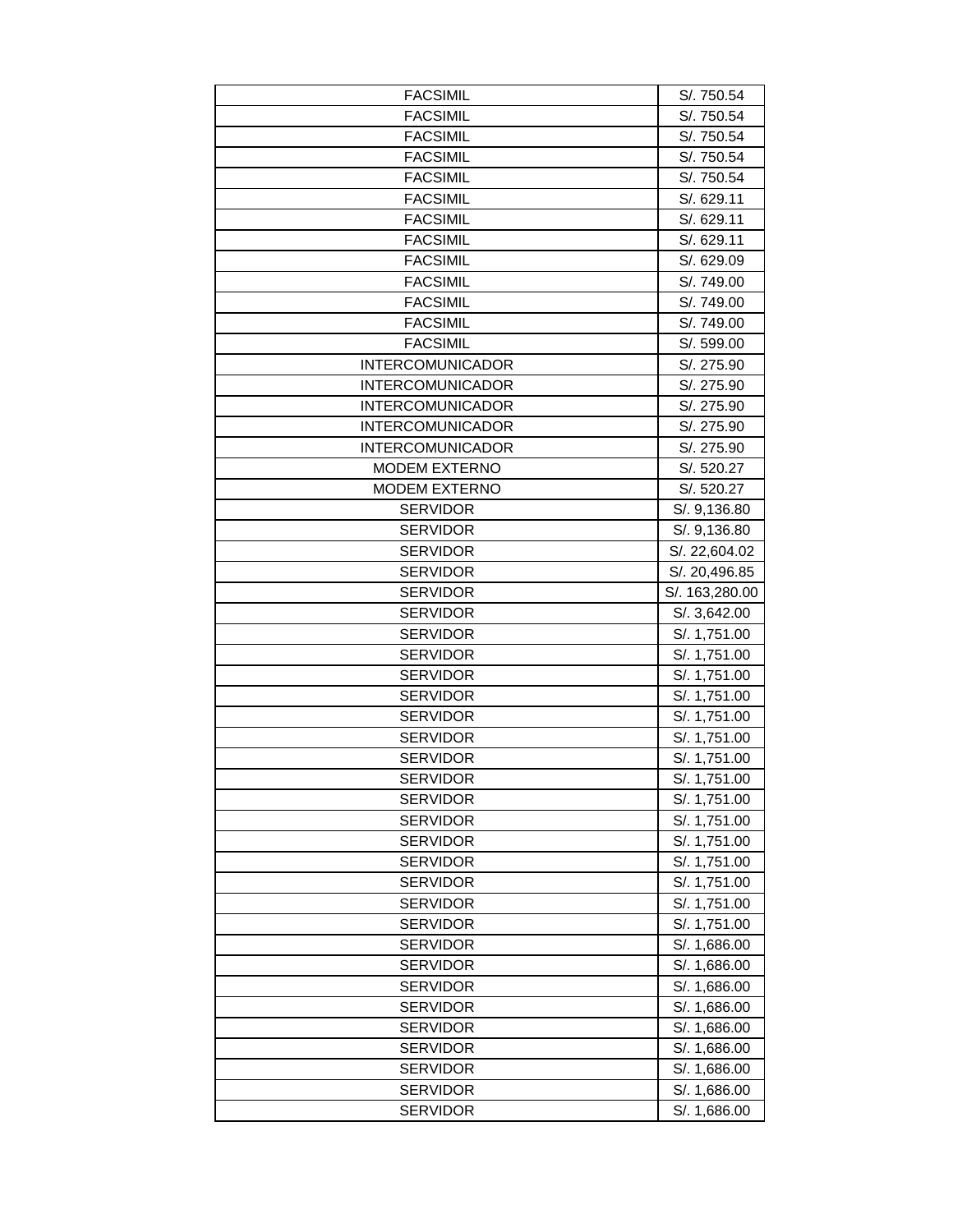| | |
|---|---|
| FACSIMIL | S/. 750.54 |
| FACSIMIL | S/. 750.54 |
| FACSIMIL | S/. 750.54 |
| FACSIMIL | S/. 750.54 |
| FACSIMIL | S/. 750.54 |
| FACSIMIL | S/. 629.11 |
| FACSIMIL | S/. 629.11 |
| FACSIMIL | S/. 629.11 |
| FACSIMIL | S/. 629.09 |
| FACSIMIL | S/. 749.00 |
| FACSIMIL | S/. 749.00 |
| FACSIMIL | S/. 749.00 |
| FACSIMIL | S/. 599.00 |
| INTERCOMUNICADOR | S/. 275.90 |
| INTERCOMUNICADOR | S/. 275.90 |
| INTERCOMUNICADOR | S/. 275.90 |
| INTERCOMUNICADOR | S/. 275.90 |
| INTERCOMUNICADOR | S/. 275.90 |
| MODEM EXTERNO | S/. 520.27 |
| MODEM EXTERNO | S/. 520.27 |
| SERVIDOR | S/. 9,136.80 |
| SERVIDOR | S/. 9,136.80 |
| SERVIDOR | S/. 22,604.02 |
| SERVIDOR | S/. 20,496.85 |
| SERVIDOR | S/. 163,280.00 |
| SERVIDOR | S/. 3,642.00 |
| SERVIDOR | S/. 1,751.00 |
| SERVIDOR | S/. 1,751.00 |
| SERVIDOR | S/. 1,751.00 |
| SERVIDOR | S/. 1,751.00 |
| SERVIDOR | S/. 1,751.00 |
| SERVIDOR | S/. 1,751.00 |
| SERVIDOR | S/. 1,751.00 |
| SERVIDOR | S/. 1,751.00 |
| SERVIDOR | S/. 1,751.00 |
| SERVIDOR | S/. 1,751.00 |
| SERVIDOR | S/. 1,751.00 |
| SERVIDOR | S/. 1,751.00 |
| SERVIDOR | S/. 1,751.00 |
| SERVIDOR | S/. 1,751.00 |
| SERVIDOR | S/. 1,751.00 |
| SERVIDOR | S/. 1,686.00 |
| SERVIDOR | S/. 1,686.00 |
| SERVIDOR | S/. 1,686.00 |
| SERVIDOR | S/. 1,686.00 |
| SERVIDOR | S/. 1,686.00 |
| SERVIDOR | S/. 1,686.00 |
| SERVIDOR | S/. 1,686.00 |
| SERVIDOR | S/. 1,686.00 |
| SERVIDOR | S/. 1,686.00 |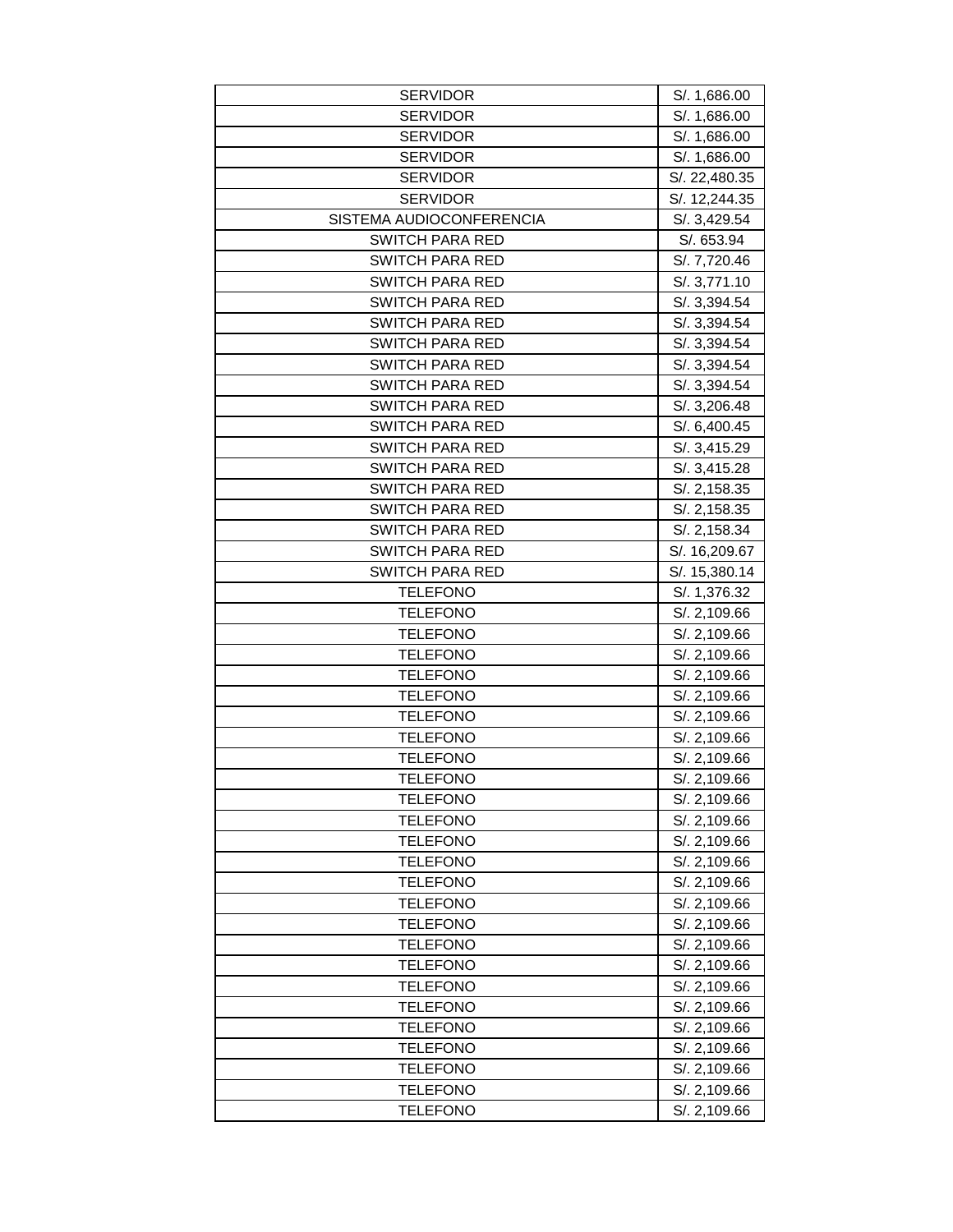| | |
|---|---|
| SERVIDOR | S/. 1,686.00 |
| SERVIDOR | S/. 1,686.00 |
| SERVIDOR | S/. 1,686.00 |
| SERVIDOR | S/. 1,686.00 |
| SERVIDOR | S/. 22,480.35 |
| SERVIDOR | S/. 12,244.35 |
| SISTEMA AUDIOCONFERENCIA | S/. 3,429.54 |
| SWITCH PARA RED | S/. 653.94 |
| SWITCH PARA RED | S/. 7,720.46 |
| SWITCH PARA RED | S/. 3,771.10 |
| SWITCH PARA RED | S/. 3,394.54 |
| SWITCH PARA RED | S/. 3,394.54 |
| SWITCH PARA RED | S/. 3,394.54 |
| SWITCH PARA RED | S/. 3,394.54 |
| SWITCH PARA RED | S/. 3,394.54 |
| SWITCH PARA RED | S/. 3,206.48 |
| SWITCH PARA RED | S/. 6,400.45 |
| SWITCH PARA RED | S/. 3,415.29 |
| SWITCH PARA RED | S/. 3,415.28 |
| SWITCH PARA RED | S/. 2,158.35 |
| SWITCH PARA RED | S/. 2,158.35 |
| SWITCH PARA RED | S/. 2,158.34 |
| SWITCH PARA RED | S/. 16,209.67 |
| SWITCH PARA RED | S/. 15,380.14 |
| TELEFONO | S/. 1,376.32 |
| TELEFONO | S/. 2,109.66 |
| TELEFONO | S/. 2,109.66 |
| TELEFONO | S/. 2,109.66 |
| TELEFONO | S/. 2,109.66 |
| TELEFONO | S/. 2,109.66 |
| TELEFONO | S/. 2,109.66 |
| TELEFONO | S/. 2,109.66 |
| TELEFONO | S/. 2,109.66 |
| TELEFONO | S/. 2,109.66 |
| TELEFONO | S/. 2,109.66 |
| TELEFONO | S/. 2,109.66 |
| TELEFONO | S/. 2,109.66 |
| TELEFONO | S/. 2,109.66 |
| TELEFONO | S/. 2,109.66 |
| TELEFONO | S/. 2,109.66 |
| TELEFONO | S/. 2,109.66 |
| TELEFONO | S/. 2,109.66 |
| TELEFONO | S/. 2,109.66 |
| TELEFONO | S/. 2,109.66 |
| TELEFONO | S/. 2,109.66 |
| TELEFONO | S/. 2,109.66 |
| TELEFONO | S/. 2,109.66 |
| TELEFONO | S/. 2,109.66 |
| TELEFONO | S/. 2,109.66 |
| TELEFONO | S/. 2,109.66 |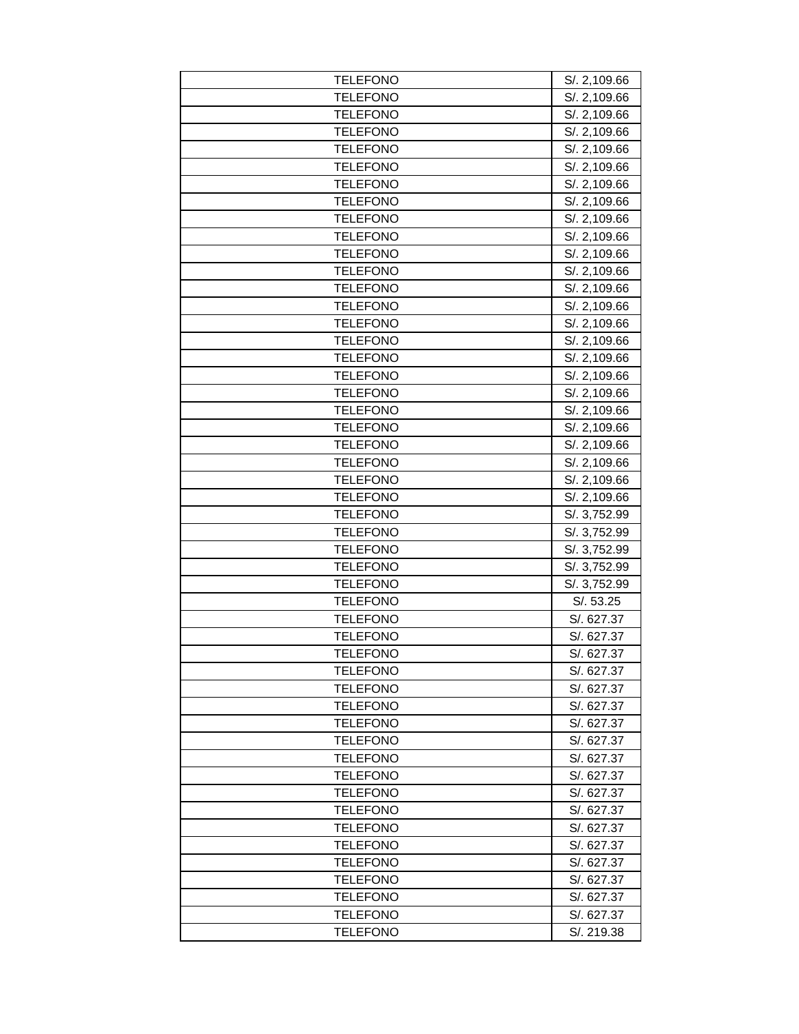| TELEFONO | S/. 2,109.66 |
|---|---|
| TELEFONO | S/. 2,109.66 |
| TELEFONO | S/. 2,109.66 |
| TELEFONO | S/. 2,109.66 |
| TELEFONO | S/. 2,109.66 |
| TELEFONO | S/. 2,109.66 |
| TELEFONO | S/. 2,109.66 |
| TELEFONO | S/. 2,109.66 |
| TELEFONO | S/. 2,109.66 |
| TELEFONO | S/. 2,109.66 |
| TELEFONO | S/. 2,109.66 |
| TELEFONO | S/. 2,109.66 |
| TELEFONO | S/. 2,109.66 |
| TELEFONO | S/. 2,109.66 |
| TELEFONO | S/. 2,109.66 |
| TELEFONO | S/. 2,109.66 |
| TELEFONO | S/. 2,109.66 |
| TELEFONO | S/. 2,109.66 |
| TELEFONO | S/. 2,109.66 |
| TELEFONO | S/. 2,109.66 |
| TELEFONO | S/. 2,109.66 |
| TELEFONO | S/. 2,109.66 |
| TELEFONO | S/. 2,109.66 |
| TELEFONO | S/. 2,109.66 |
| TELEFONO | S/. 2,109.66 |
| TELEFONO | S/. 3,752.99 |
| TELEFONO | S/. 3,752.99 |
| TELEFONO | S/. 3,752.99 |
| TELEFONO | S/. 3,752.99 |
| TELEFONO | S/. 3,752.99 |
| TELEFONO | S/. 53.25 |
| TELEFONO | S/. 627.37 |
| TELEFONO | S/. 627.37 |
| TELEFONO | S/. 627.37 |
| TELEFONO | S/. 627.37 |
| TELEFONO | S/. 627.37 |
| TELEFONO | S/. 627.37 |
| TELEFONO | S/. 627.37 |
| TELEFONO | S/. 627.37 |
| TELEFONO | S/. 627.37 |
| TELEFONO | S/. 627.37 |
| TELEFONO | S/. 627.37 |
| TELEFONO | S/. 627.37 |
| TELEFONO | S/. 627.37 |
| TELEFONO | S/. 627.37 |
| TELEFONO | S/. 627.37 |
| TELEFONO | S/. 627.37 |
| TELEFONO | S/. 627.37 |
| TELEFONO | S/. 627.37 |
| TELEFONO | S/. 219.38 |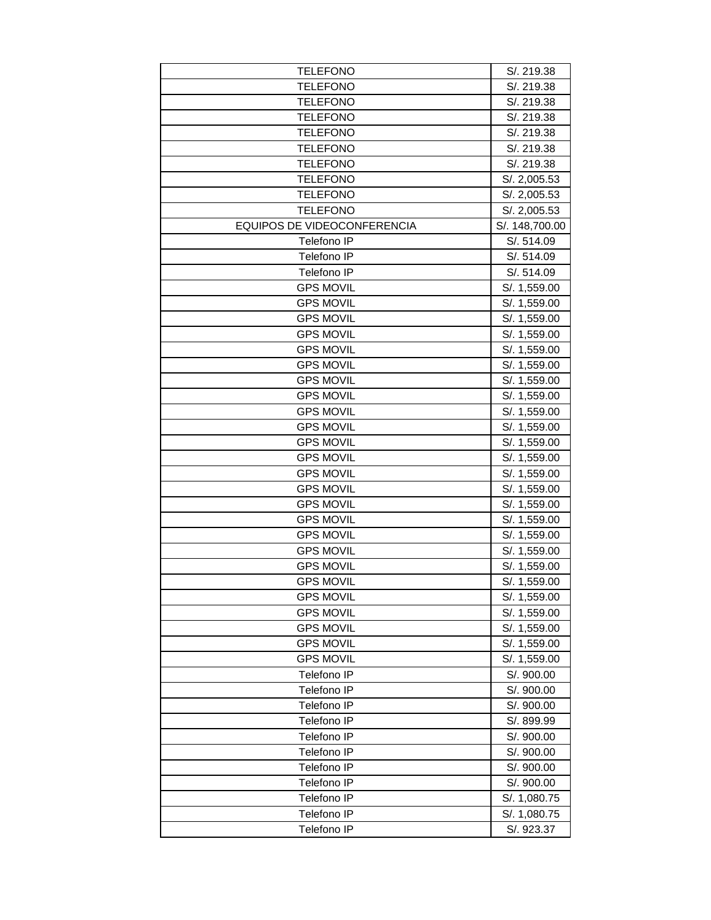| TELEFONO | S/. 219.38 |
|---|---|
| TELEFONO | S/. 219.38 |
| TELEFONO | S/. 219.38 |
| TELEFONO | S/. 219.38 |
| TELEFONO | S/. 219.38 |
| TELEFONO | S/. 219.38 |
| TELEFONO | S/. 219.38 |
| TELEFONO | S/. 2,005.53 |
| TELEFONO | S/. 2,005.53 |
| TELEFONO | S/. 2,005.53 |
| EQUIPOS DE VIDEOCONFERENCIA | S/. 148,700.00 |
| Telefono IP | S/. 514.09 |
| Telefono IP | S/. 514.09 |
| Telefono IP | S/. 514.09 |
| GPS MOVIL | S/. 1,559.00 |
| GPS MOVIL | S/. 1,559.00 |
| GPS MOVIL | S/. 1,559.00 |
| GPS MOVIL | S/. 1,559.00 |
| GPS MOVIL | S/. 1,559.00 |
| GPS MOVIL | S/. 1,559.00 |
| GPS MOVIL | S/. 1,559.00 |
| GPS MOVIL | S/. 1,559.00 |
| GPS MOVIL | S/. 1,559.00 |
| GPS MOVIL | S/. 1,559.00 |
| GPS MOVIL | S/. 1,559.00 |
| GPS MOVIL | S/. 1,559.00 |
| GPS MOVIL | S/. 1,559.00 |
| GPS MOVIL | S/. 1,559.00 |
| GPS MOVIL | S/. 1,559.00 |
| GPS MOVIL | S/. 1,559.00 |
| GPS MOVIL | S/. 1,559.00 |
| GPS MOVIL | S/. 1,559.00 |
| GPS MOVIL | S/. 1,559.00 |
| GPS MOVIL | S/. 1,559.00 |
| GPS MOVIL | S/. 1,559.00 |
| GPS MOVIL | S/. 1,559.00 |
| GPS MOVIL | S/. 1,559.00 |
| GPS MOVIL | S/. 1,559.00 |
| GPS MOVIL | S/. 1,559.00 |
| Telefono IP | S/. 900.00 |
| Telefono IP | S/. 900.00 |
| Telefono IP | S/. 900.00 |
| Telefono IP | S/. 899.99 |
| Telefono IP | S/. 900.00 |
| Telefono IP | S/. 900.00 |
| Telefono IP | S/. 900.00 |
| Telefono IP | S/. 900.00 |
| Telefono IP | S/. 1,080.75 |
| Telefono IP | S/. 1,080.75 |
| Telefono IP | S/. 923.37 |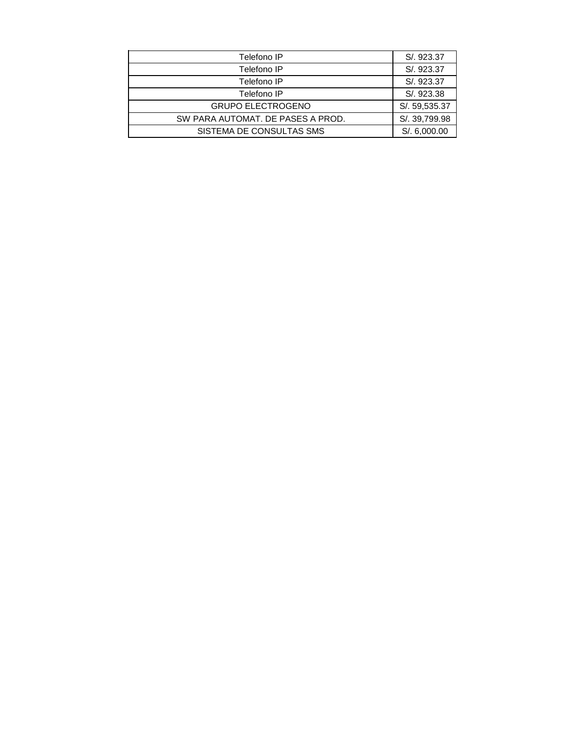| | |
|---|---|
| Telefono IP | S/. 923.37 |
| Telefono IP | S/. 923.37 |
| Telefono IP | S/. 923.37 |
| Telefono IP | S/. 923.38 |
| GRUPO ELECTROGENO | S/. 59,535.37 |
| SW PARA AUTOMAT. DE PASES A PROD. | S/. 39,799.98 |
| SISTEMA DE CONSULTAS SMS | S/. 6,000.00 |